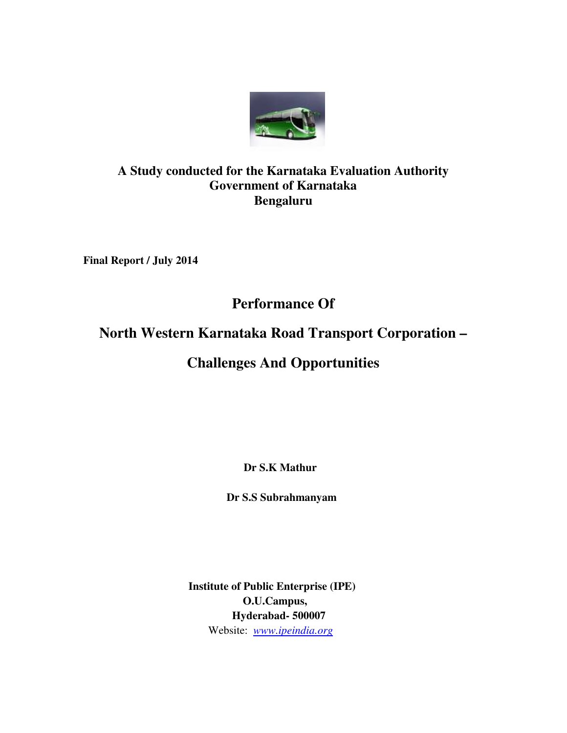**A Study conducted for the Karnataka Evaluation Authority**
**Government of Karnataka**
**Bengaluru**

**Final Report / July 2014**

# Performance Of

# North Western Karnataka Road Transport Corporation –

# Challenges And Opportunities

**Dr S.K Mathur**

**Dr S.S Subrahmanyam**

**Institute of Public Enterprise (IPE)**
**O.U.Campus,**
**Hyderabad- 500007**
Website: *www.ipeindia.org*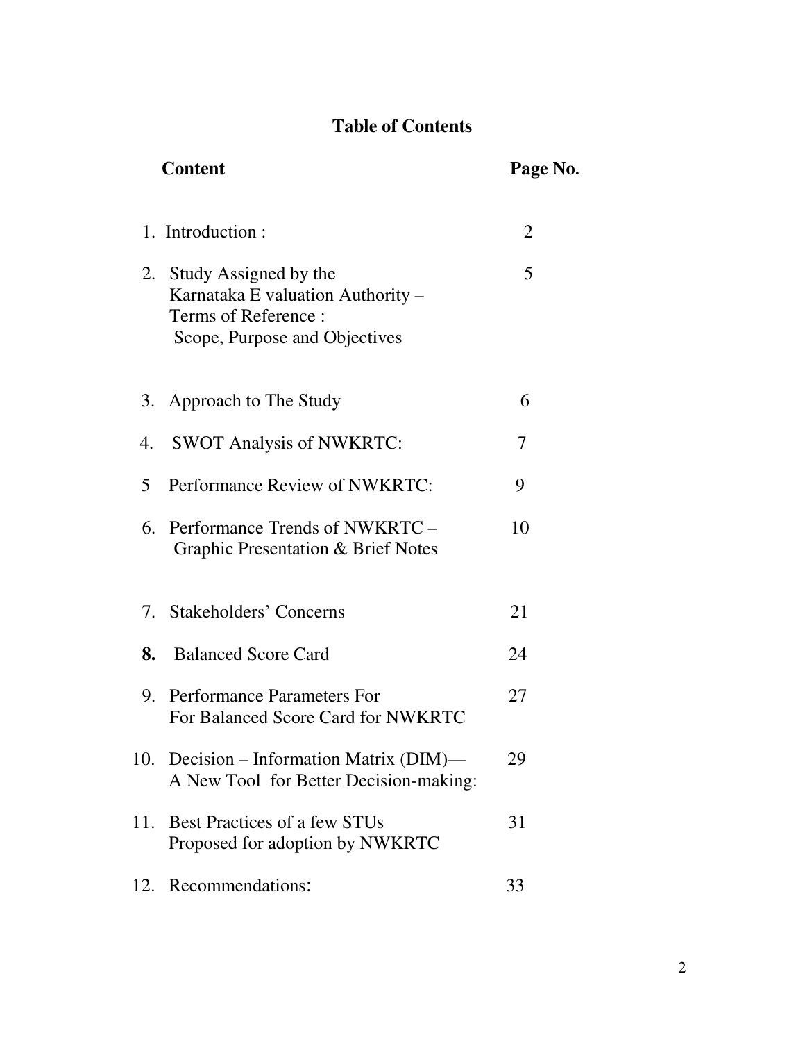# Table of Contents

| Content | Page No. |
|---|---|
| 1. Introduction : | 2 |
| 2. Study Assigned by the Karnataka E valuation Authority – Terms of Reference : Scope, Purpose and Objectives | 5 |
| 3. Approach to The Study | 6 |
| 4. SWOT Analysis of NWKRTC: | 7 |
| 5 Performance Review of NWKRTC: | 9 |
| 6. Performance Trends of NWKRTC – Graphic Presentation & Brief Notes | 10 |
| 7. Stakeholders' Concerns | 21 |
| **8.** Balanced Score Card | 24 |
| 9. Performance Parameters For For Balanced Score Card for NWKRTC | 27 |
| 10. Decision – Information Matrix (DIM)— A New Tool for Better Decision-making: | 29 |
| 11. Best Practices of a few STUs Proposed for adoption by NWKRTC | 31 |
| 12. Recommendations: | 33 |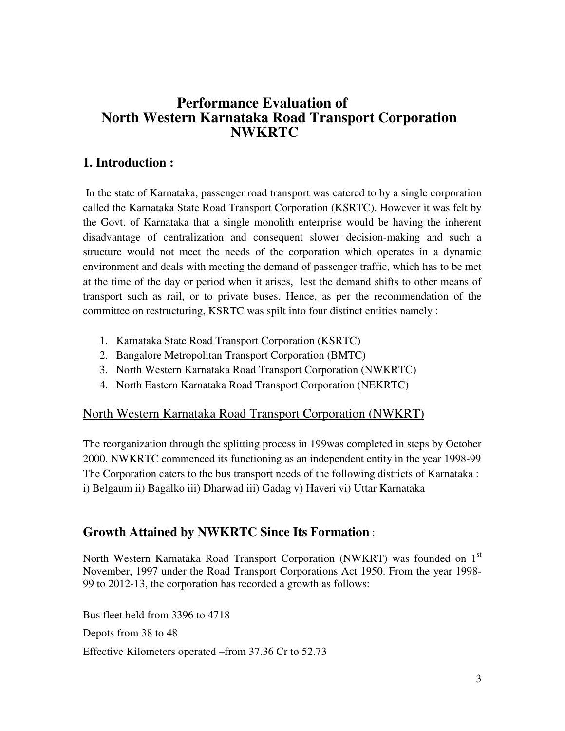# Performance Evaluation of North Western Karnataka Road Transport Corporation NWKRTC

## 1. Introduction :

In the state of Karnataka, passenger road transport was catered to by a single corporation called the Karnataka State Road Transport Corporation (KSRTC). However it was felt by the Govt. of Karnataka that a single monolith enterprise would be having the inherent disadvantage of centralization and consequent slower decision-making and such a structure would not meet the needs of the corporation which operates in a dynamic environment and deals with meeting the demand of passenger traffic, which has to be met at the time of the day or period when it arises, lest the demand shifts to other means of transport such as rail, or to private buses. Hence, as per the recommendation of the committee on restructuring, KSRTC was spilt into four distinct entities namely :

1. Karnataka State Road Transport Corporation (KSRTC)
2. Bangalore Metropolitan Transport Corporation (BMTC)
3. North Western Karnataka Road Transport Corporation (NWKRTC)
4. North Eastern Karnataka Road Transport Corporation (NEKRTC)

North Western Karnataka Road Transport Corporation (NWKRT)

The reorganization through the splitting process in 199was completed in steps by October 2000. NWKRTC commenced its functioning as an independent entity in the year 1998-99 The Corporation caters to the bus transport needs of the following districts of Karnataka :
i) Belgaum ii) Bagalko iii) Dharwad iii) Gadag v) Haveri vi) Uttar Karnataka

## Growth Attained by NWKRTC Since Its Formation :

North Western Karnataka Road Transport Corporation (NWKRT) was founded on 1st November, 1997 under the Road Transport Corporations Act 1950. From the year 1998-99 to 2012-13, the corporation has recorded a growth as follows:

Bus fleet held from 3396 to 4718

Depots from 38 to 48

Effective Kilometers operated –from 37.36 Cr to 52.73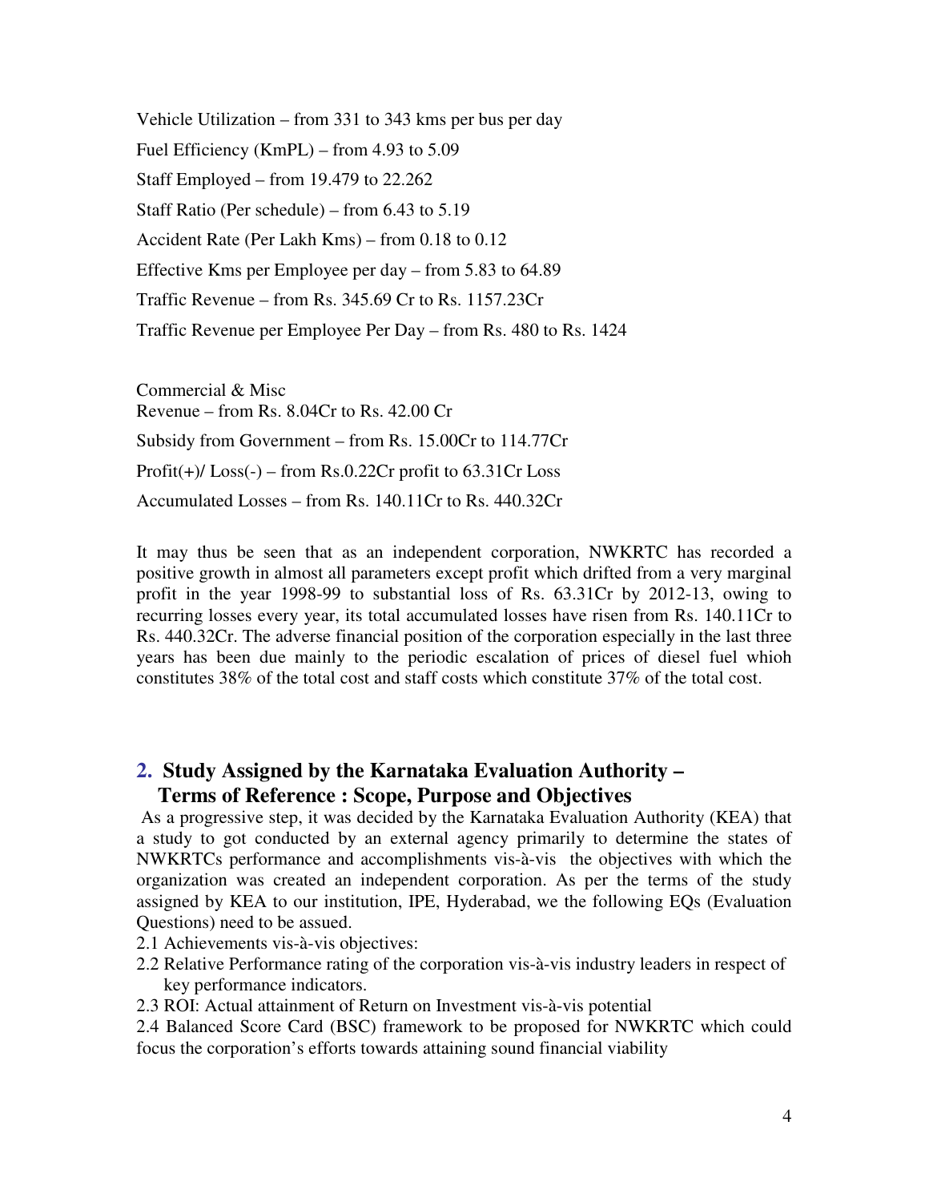Vehicle Utilization – from 331 to 343 kms per bus per day

Fuel Efficiency (KmPL) – from 4.93 to 5.09

Staff Employed – from 19.479 to 22.262

Staff Ratio (Per schedule) – from 6.43 to 5.19

Accident Rate (Per Lakh Kms) – from 0.18 to 0.12

Effective Kms per Employee per day – from 5.83 to 64.89

Traffic Revenue – from Rs. 345.69 Cr to Rs. 1157.23Cr

Traffic Revenue per Employee Per Day – from Rs. 480 to Rs. 1424

Commercial & Misc
Revenue – from Rs. 8.04Cr to Rs. 42.00 Cr

Subsidy from Government – from Rs. 15.00Cr to 114.77Cr

Profit(+)/ Loss(-) – from Rs.0.22Cr profit to 63.31Cr Loss

Accumulated Losses – from Rs. 140.11Cr to Rs. 440.32Cr

It may thus be seen that as an independent corporation, NWKRTC has recorded a positive growth in almost all parameters except profit which drifted from a very marginal profit in the year 1998-99 to substantial loss of Rs. 63.31Cr by 2012-13, owing to recurring losses every year, its total accumulated losses have risen from Rs. 140.11Cr to Rs. 440.32Cr. The adverse financial position of the corporation especially in the last three years has been due mainly to the periodic escalation of prices of diesel fuel whioh constitutes 38% of the total cost and staff costs which constitute 37% of the total cost.

## 2. Study Assigned by the Karnataka Evaluation Authority – Terms of Reference : Scope, Purpose and Objectives

As a progressive step, it was decided by the Karnataka Evaluation Authority (KEA) that a study to got conducted by an external agency primarily to determine the states of NWKRTCs performance and accomplishments vis-à-vis the objectives with which the organization was created an independent corporation. As per the terms of the study assigned by KEA to our institution, IPE, Hyderabad, we the following EQs (Evaluation Questions) need to be assued.

2.1 Achievements vis-à-vis objectives:

2.2 Relative Performance rating of the corporation vis-à-vis industry leaders in respect of key performance indicators.

2.3 ROI: Actual attainment of Return on Investment vis-à-vis potential

2.4 Balanced Score Card (BSC) framework to be proposed for NWKRTC which could focus the corporation's efforts towards attaining sound financial viability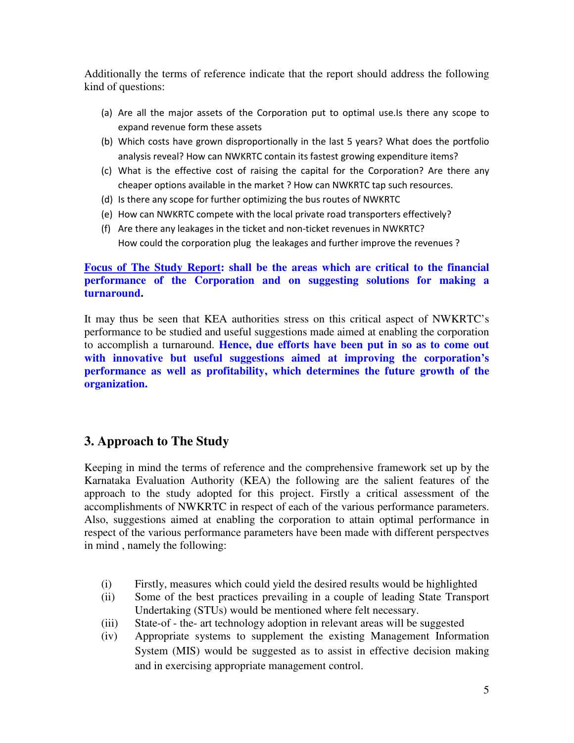Additionally the terms of reference indicate that the report should address the following kind of questions:

(a) Are all the major assets of the Corporation put to optimal use.Is there any scope to expand revenue form these assets
(b) Which costs have grown disproportionally in the last 5 years? What does the portfolio analysis reveal? How can NWKRTC contain its fastest growing expenditure items?
(c) What is the effective cost of raising the capital for the Corporation? Are there any cheaper options available in the market ? How can NWKRTC tap such resources.
(d) Is there any scope for further optimizing the bus routes of NWKRTC
(e) How can NWKRTC compete with the local private road transporters effectively?
(f) Are there any leakages in the ticket and non-ticket revenues in NWKRTC? How could the corporation plug the leakages and further improve the revenues ?

**Focus of The Study Report: shall be the areas which are critical to the financial performance of the Corporation and on suggesting solutions for making a turnaround.**

It may thus be seen that KEA authorities stress on this critical aspect of NWKRTC's performance to be studied and useful suggestions made aimed at enabling the corporation to accomplish a turnaround. **Hence, due efforts have been put in so as to come out with innovative but useful suggestions aimed at improving the corporation's performance as well as profitability, which determines the future growth of the organization.**

## 3. Approach to The Study

Keeping in mind the terms of reference and the comprehensive framework set up by the Karnataka Evaluation Authority (KEA) the following are the salient features of the approach to the study adopted for this project. Firstly a critical assessment of the accomplishments of NWKRTC in respect of each of the various performance parameters. Also, suggestions aimed at enabling the corporation to attain optimal performance in respect of the various performance parameters have been made with different perspectves in mind , namely the following:

(i) Firstly, measures which could yield the desired results would be highlighted
(ii) Some of the best practices prevailing in a couple of leading State Transport Undertaking (STUs) would be mentioned where felt necessary.
(iii) State-of - the- art technology adoption in relevant areas will be suggested
(iv) Appropriate systems to supplement the existing Management Information System (MIS) would be suggested as to assist in effective decision making and in exercising appropriate management control.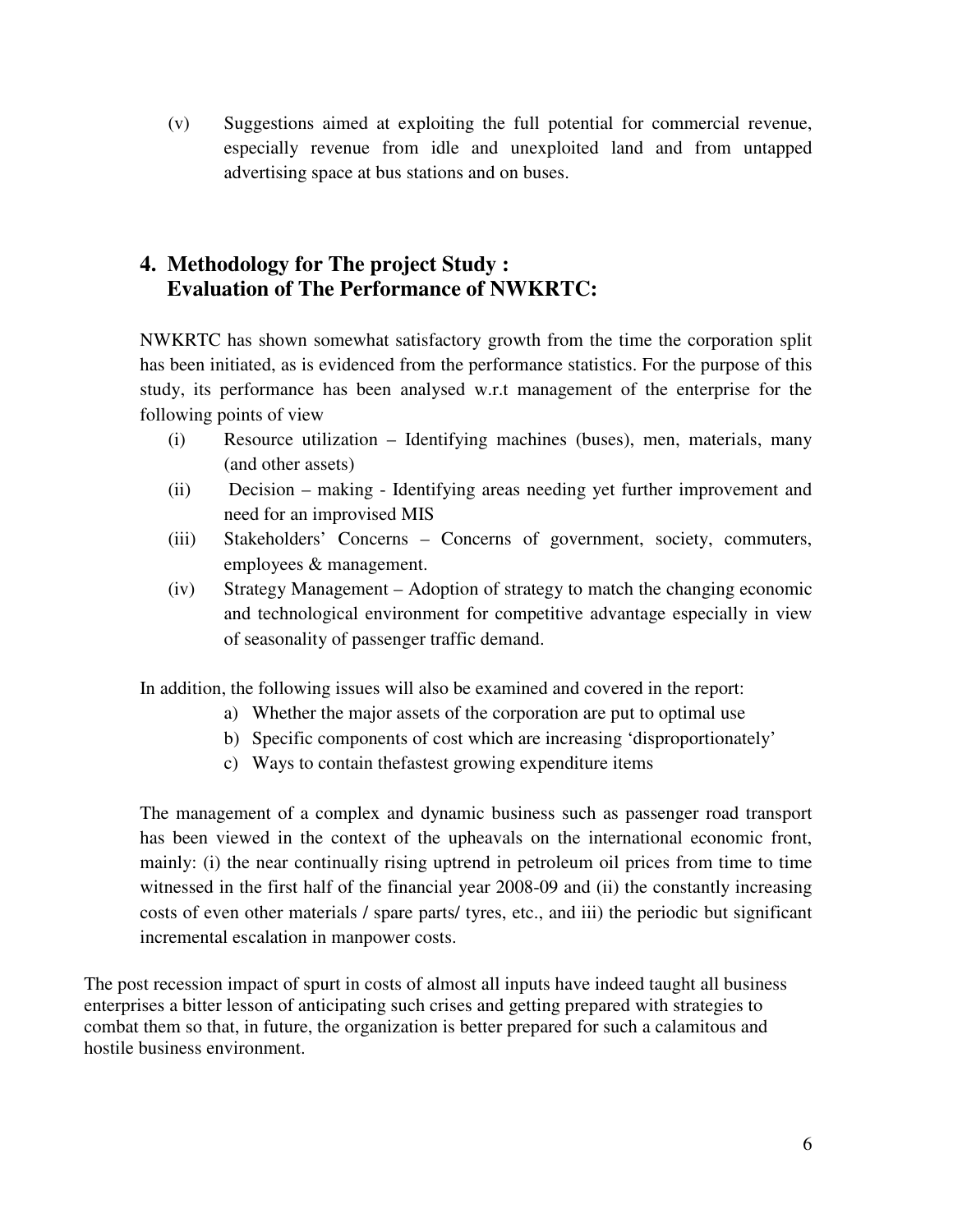(v) Suggestions aimed at exploiting the full potential for commercial revenue, especially revenue from idle and unexploited land and from untapped advertising space at bus stations and on buses.

## 4. Methodology for The project Study : Evaluation of The Performance of NWKRTC:

NWKRTC has shown somewhat satisfactory growth from the time the corporation split has been initiated, as is evidenced from the performance statistics. For the purpose of this study, its performance has been analysed w.r.t management of the enterprise for the following points of view

(i) Resource utilization – Identifying machines (buses), men, materials, many (and other assets)
(ii) Decision – making - Identifying areas needing yet further improvement and need for an improvised MIS
(iii) Stakeholders' Concerns – Concerns of government, society, commuters, employees & management.
(iv) Strategy Management – Adoption of strategy to match the changing economic and technological environment for competitive advantage especially in view of seasonality of passenger traffic demand.

In addition, the following issues will also be examined and covered in the report:

a) Whether the major assets of the corporation are put to optimal use
b) Specific components of cost which are increasing 'disproportionately'
c) Ways to contain thefastest growing expenditure items

The management of a complex and dynamic business such as passenger road transport has been viewed in the context of the upheavals on the international economic front, mainly: (i) the near continually rising uptrend in petroleum oil prices from time to time witnessed in the first half of the financial year 2008-09 and (ii) the constantly increasing costs of even other materials / spare parts/ tyres, etc., and iii) the periodic but significant incremental escalation in manpower costs.

The post recession impact of spurt in costs of almost all inputs have indeed taught all business enterprises a bitter lesson of anticipating such crises and getting prepared with strategies to combat them so that, in future, the organization is better prepared for such a calamitous and hostile business environment.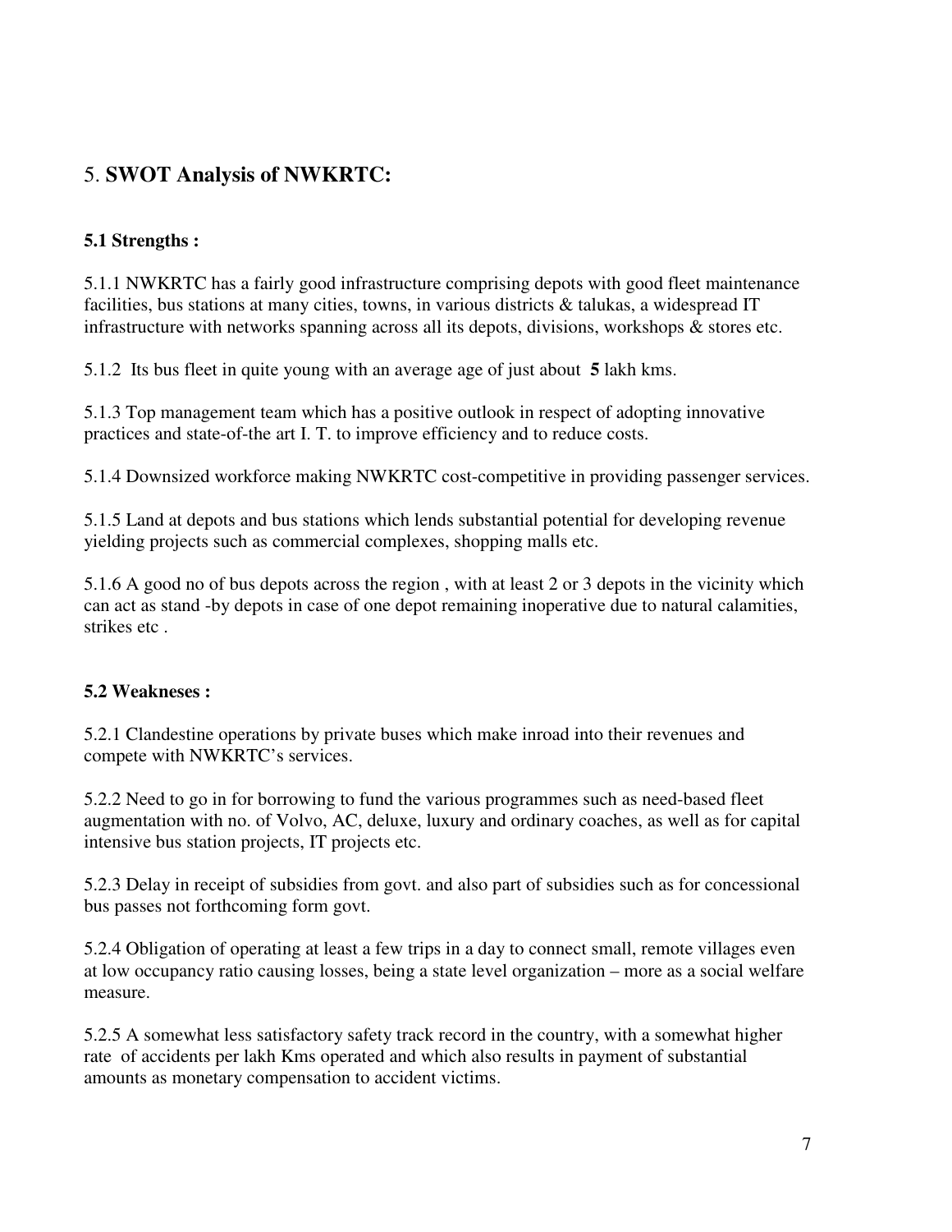# 5. **SWOT Analysis of NWKRTC:**

### 5.1 Strengths :

5.1.1 NWKRTC has a fairly good infrastructure comprising depots with good fleet maintenance facilities, bus stations at many cities, towns, in various districts & talukas, a widespread IT infrastructure with networks spanning across all its depots, divisions, workshops & stores etc.

5.1.2 Its bus fleet in quite young with an average age of just about **5** lakh kms.

5.1.3 Top management team which has a positive outlook in respect of adopting innovative practices and state-of-the art I. T. to improve efficiency and to reduce costs.

5.1.4 Downsized workforce making NWKRTC cost-competitive in providing passenger services.

5.1.5 Land at depots and bus stations which lends substantial potential for developing revenue yielding projects such as commercial complexes, shopping malls etc.

5.1.6 A good no of bus depots across the region , with at least 2 or 3 depots in the vicinity which can act as stand -by depots in case of one depot remaining inoperative due to natural calamities, strikes etc .

### 5.2 Weakneses :

5.2.1 Clandestine operations by private buses which make inroad into their revenues and compete with NWKRTC's services.

5.2.2 Need to go in for borrowing to fund the various programmes such as need-based fleet augmentation with no. of Volvo, AC, deluxe, luxury and ordinary coaches, as well as for capital intensive bus station projects, IT projects etc.

5.2.3 Delay in receipt of subsidies from govt. and also part of subsidies such as for concessional bus passes not forthcoming form govt.

5.2.4 Obligation of operating at least a few trips in a day to connect small, remote villages even at low occupancy ratio causing losses, being a state level organization – more as a social welfare measure.

5.2.5 A somewhat less satisfactory safety track record in the country, with a somewhat higher rate of accidents per lakh Kms operated and which also results in payment of substantial amounts as monetary compensation to accident victims.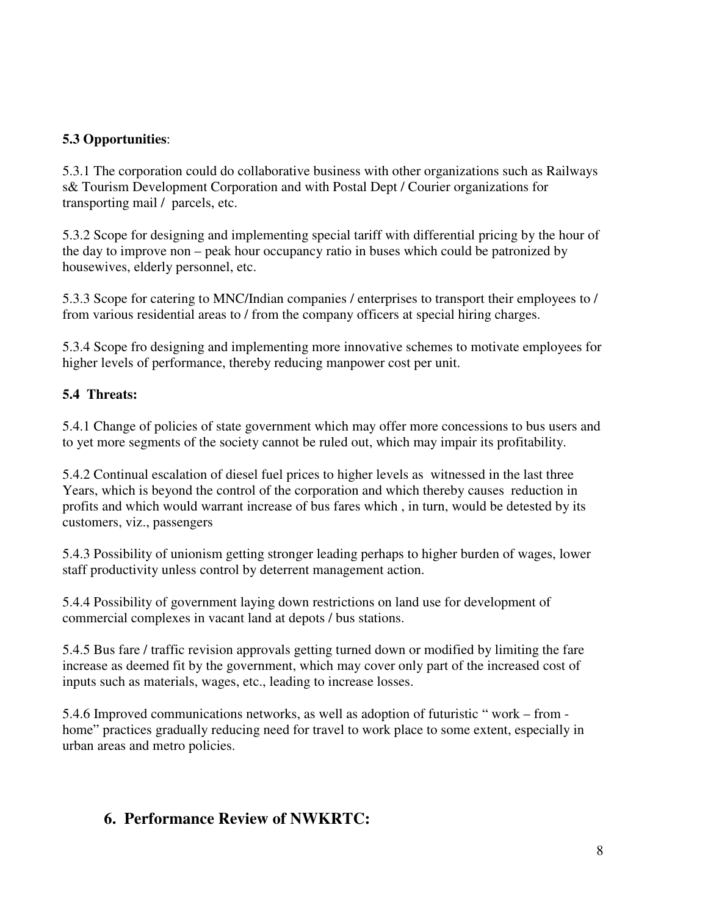### 5.3 Opportunities:

5.3.1 The corporation could do collaborative business with other organizations such as Railways s& Tourism Development Corporation and with Postal Dept / Courier organizations for transporting mail / parcels, etc.

5.3.2 Scope for designing and implementing special tariff with differential pricing by the hour of the day to improve non – peak hour occupancy ratio in buses which could be patronized by housewives, elderly personnel, etc.

5.3.3 Scope for catering to MNC/Indian companies / enterprises to transport their employees to / from various residential areas to / from the company officers at special hiring charges.

5.3.4 Scope fro designing and implementing more innovative schemes to motivate employees for higher levels of performance, thereby reducing manpower cost per unit.

### 5.4 Threats:

5.4.1 Change of policies of state government which may offer more concessions to bus users and to yet more segments of the society cannot be ruled out, which may impair its profitability.

5.4.2 Continual escalation of diesel fuel prices to higher levels as witnessed in the last three Years, which is beyond the control of the corporation and which thereby causes reduction in profits and which would warrant increase of bus fares which , in turn, would be detested by its customers, viz., passengers

5.4.3 Possibility of unionism getting stronger leading perhaps to higher burden of wages, lower staff productivity unless control by deterrent management action.

5.4.4 Possibility of government laying down restrictions on land use for development of commercial complexes in vacant land at depots / bus stations.

5.4.5 Bus fare / traffic revision approvals getting turned down or modified by limiting the fare increase as deemed fit by the government, which may cover only part of the increased cost of inputs such as materials, wages, etc., leading to increase losses.

5.4.6 Improved communications networks, as well as adoption of futuristic " work – from - home" practices gradually reducing need for travel to work place to some extent, especially in urban areas and metro policies.

## 6. Performance Review of NWKRTC: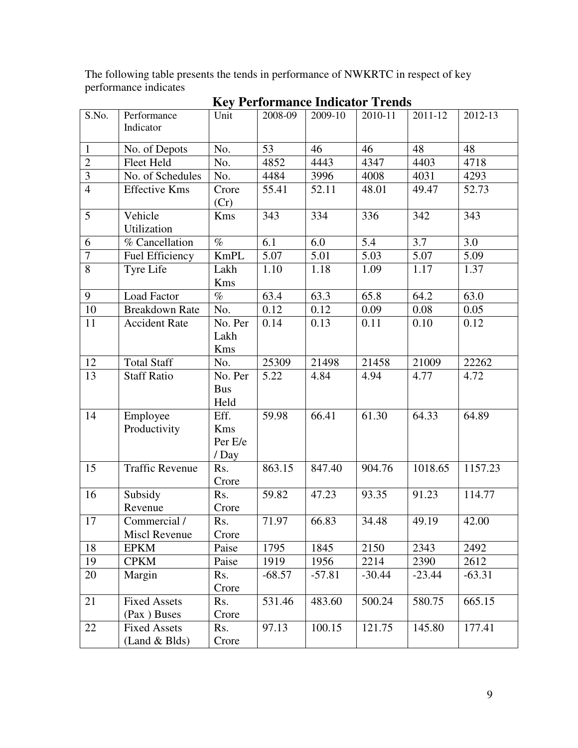The following table presents the tends in performance of NWKRTC in respect of key performance indicates

## Key Performance Indicator Trends

| S.No. | Performance Indicator | Unit | 2008-09 | 2009-10 | 2010-11 | 2011-12 | 2012-13 |
|---|---|---|---|---|---|---|---|
| 1 | No. of Depots | No. | 53 | 46 | 46 | 48 | 48 |
| 2 | Fleet Held | No. | 4852 | 4443 | 4347 | 4403 | 4718 |
| 3 | No. of Schedules | No. | 4484 | 3996 | 4008 | 4031 | 4293 |
| 4 | Effective Kms | Crore (Cr) | 55.41 | 52.11 | 48.01 | 49.47 | 52.73 |
| 5 | Vehicle Utilization | Kms | 343 | 334 | 336 | 342 | 343 |
| 6 | % Cancellation | % | 6.1 | 6.0 | 5.4 | 3.7 | 3.0 |
| 7 | Fuel Efficiency | KmPL | 5.07 | 5.01 | 5.03 | 5.07 | 5.09 |
| 8 | Tyre Life | Lakh Kms | 1.10 | 1.18 | 1.09 | 1.17 | 1.37 |
| 9 | Load Factor | % | 63.4 | 63.3 | 65.8 | 64.2 | 63.0 |
| 10 | Breakdown Rate | No. | 0.12 | 0.12 | 0.09 | 0.08 | 0.05 |
| 11 | Accident Rate | No. Per Lakh Kms | 0.14 | 0.13 | 0.11 | 0.10 | 0.12 |
| 12 | Total Staff | No. | 25309 | 21498 | 21458 | 21009 | 22262 |
| 13 | Staff Ratio | No. Per Bus Held | 5.22 | 4.84 | 4.94 | 4.77 | 4.72 |
| 14 | Employee Productivity | Eff. Kms Per E/e / Day | 59.98 | 66.41 | 61.30 | 64.33 | 64.89 |
| 15 | Traffic Revenue | Rs. Crore | 863.15 | 847.40 | 904.76 | 1018.65 | 1157.23 |
| 16 | Subsidy Revenue | Rs. Crore | 59.82 | 47.23 | 93.35 | 91.23 | 114.77 |
| 17 | Commercial / Miscl Revenue | Rs. Crore | 71.97 | 66.83 | 34.48 | 49.19 | 42.00 |
| 18 | EPKM | Paise | 1795 | 1845 | 2150 | 2343 | 2492 |
| 19 | CPKM | Paise | 1919 | 1956 | 2214 | 2390 | 2612 |
| 20 | Margin | Rs. Crore | -68.57 | -57.81 | -30.44 | -23.44 | -63.31 |
| 21 | Fixed Assets (Pax ) Buses | Rs. Crore | 531.46 | 483.60 | 500.24 | 580.75 | 665.15 |
| 22 | Fixed Assets (Land & Blds) | Rs. Crore | 97.13 | 100.15 | 121.75 | 145.80 | 177.41 |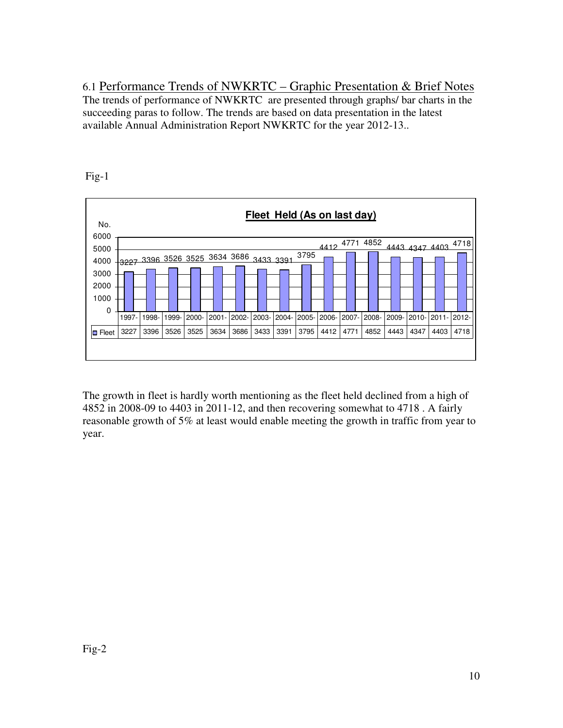6.1 Performance Trends of NWKRTC – Graphic Presentation & Brief Notes

The trends of performance of NWKRTC are presented through graphs/ bar charts in the succeeding paras to follow. The trends are based on data presentation in the latest available Annual Administration Report NWKRTC for the year 2012-13..

Fig-1

**Fleet Held (As on last day)**

| | 1997- | 1998- | 1999- | 2000- | 2001- | 2002- | 2003- | 2004- | 2005- | 2006- | 2007- | 2008- | 2009- | 2010- | 2011- | 2012- |
|---|---|---|---|---|---|---|---|---|---|---|---|---|---|---|---|---|
| Fleet | 3227 | 3396 | 3526 | 3525 | 3634 | 3686 | 3433 | 3391 | 3795 | 4412 | 4771 | 4852 | 4443 | 4347 | 4403 | 4718 |

The growth in fleet is hardly worth mentioning as the fleet held declined from a high of 4852 in 2008-09 to 4403 in 2011-12, and then recovering somewhat to 4718 . A fairly reasonable growth of 5% at least would enable meeting the growth in traffic from year to year.

Fig-2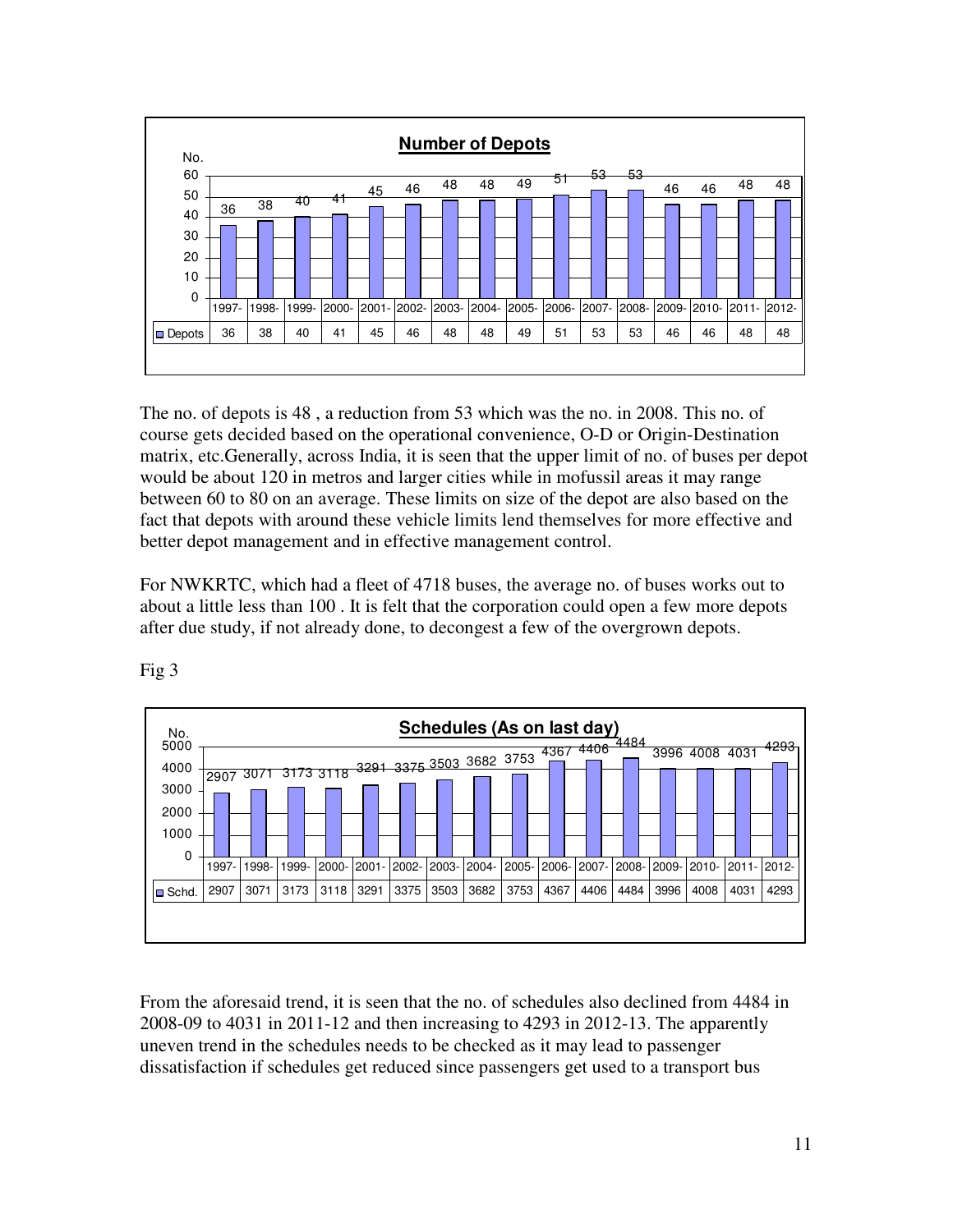**Number of Depots**

| | 1997- | 1998- | 1999- | 2000- | 2001- | 2002- | 2003- | 2004- | 2005- | 2006- | 2007- | 2008- | 2009- | 2010- | 2011- | 2012- |
|---|---|---|---|---|---|---|---|---|---|---|---|---|---|---|---|---|
| Depots | 36 | 38 | 40 | 41 | 45 | 46 | 48 | 48 | 49 | 51 | 53 | 53 | 46 | 46 | 48 | 48 |

The no. of depots is 48 , a reduction from 53 which was the no. in 2008. This no. of course gets decided based on the operational convenience, O-D or Origin-Destination matrix, etc.Generally, across India, it is seen that the upper limit of no. of buses per depot would be about 120 in metros and larger cities while in mofussil areas it may range between 60 to 80 on an average. These limits on size of the depot are also based on the fact that depots with around these vehicle limits lend themselves for more effective and better depot management and in effective management control.

For NWKRTC, which had a fleet of 4718 buses, the average no. of buses works out to about a little less than 100 . It is felt that the corporation could open a few more depots after due study, if not already done, to decongest a few of the overgrown depots.

Fig 3

**Schedules (As on last day)**

| | 1997- | 1998- | 1999- | 2000- | 2001- | 2002- | 2003- | 2004- | 2005- | 2006- | 2007- | 2008- | 2009- | 2010- | 2011- | 2012- |
|---|---|---|---|---|---|---|---|---|---|---|---|---|---|---|---|---|
| Schd. | 2907 | 3071 | 3173 | 3118 | 3291 | 3375 | 3503 | 3682 | 3753 | 4367 | 4406 | 4484 | 3996 | 4008 | 4031 | 4293 |

From the aforesaid trend, it is seen that the no. of schedules also declined from 4484 in 2008-09 to 4031 in 2011-12 and then increasing to 4293 in 2012-13. The apparently uneven trend in the schedules needs to be checked as it may lead to passenger dissatisfaction if schedules get reduced since passengers get used to a transport bus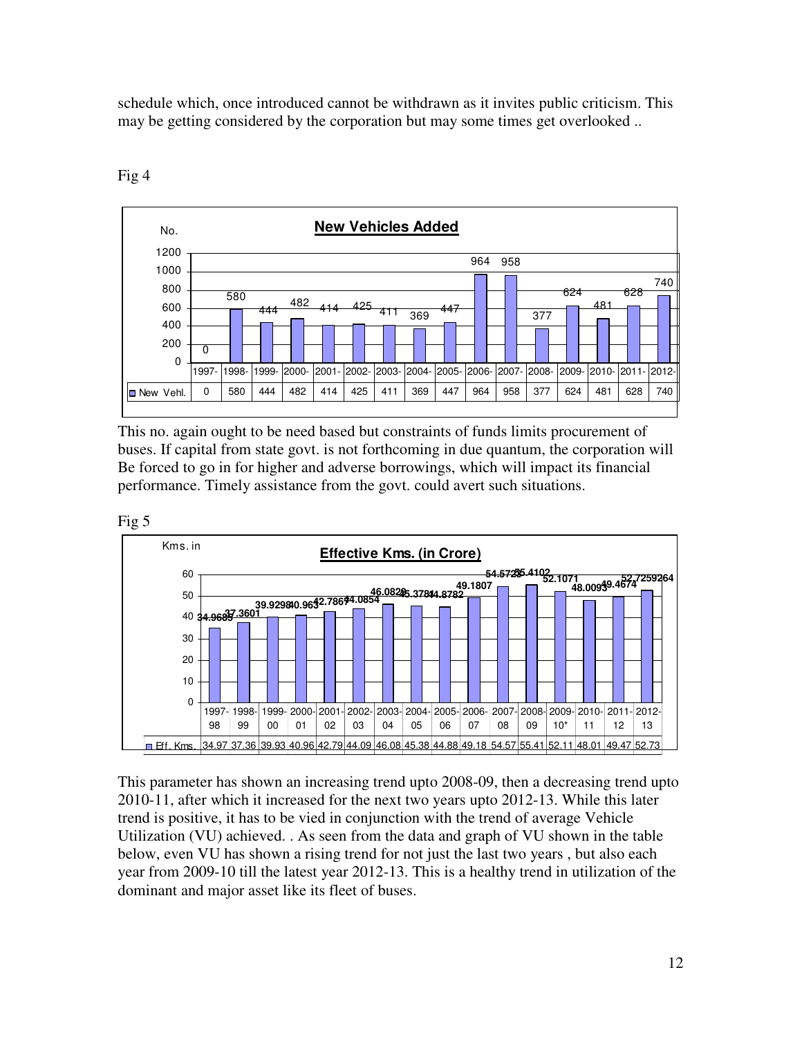schedule which, once introduced cannot be withdrawn as it invites public criticism. This may be getting considered by the corporation but may some times get overlooked ..

Fig 4

**New Vehicles Added**

| | 1997- | 1998- | 1999- | 2000- | 2001- | 2002- | 2003- | 2004- | 2005- | 2006- | 2007- | 2008- | 2009- | 2010- | 2011- | 2012- |
|---|---|---|---|---|---|---|---|---|---|---|---|---|---|---|---|---|
| New Vehl. | 0 | 580 | 444 | 482 | 414 | 425 | 411 | 369 | 447 | 964 | 958 | 377 | 624 | 481 | 628 | 740 |

This no. again ought to be need based but constraints of funds limits procurement of buses. If capital from state govt. is not forthcoming in due quantum, the corporation will Be forced to go in for higher and adverse borrowings, which will impact its financial performance. Timely assistance from the govt. could avert such situations.

Fig 5

**Effective Kms. (in Crore)**

| | 1997-98 | 1998-99 | 1999-00 | 2000-01 | 2001-02 | 2002-03 | 2003-04 | 2004-05 | 2005-06 | 2006-07 | 2007-08 | 2008-09 | 2009-10* | 2010-11 | 2011-12 | 2012-13 |
|---|---|---|---|---|---|---|---|---|---|---|---|---|---|---|---|---|
| Eff. Kms. | 34.97 | 37.36 | 39.93 | 40.96 | 42.79 | 44.09 | 46.08 | 45.38 | 44.88 | 49.18 | 54.57 | 55.41 | 52.11 | 48.01 | 49.47 | 52.73 |

This parameter has shown an increasing trend upto 2008-09, then a decreasing trend upto 2010-11, after which it increased for the next two years upto 2012-13. While this later trend is positive, it has to be vied in conjunction with the trend of average Vehicle Utilization (VU) achieved. . As seen from the data and graph of VU shown in the table below, even VU has shown a rising trend for not just the last two years , but also each year from 2009-10 till the latest year 2012-13. This is a healthy trend in utilization of the dominant and major asset like its fleet of buses.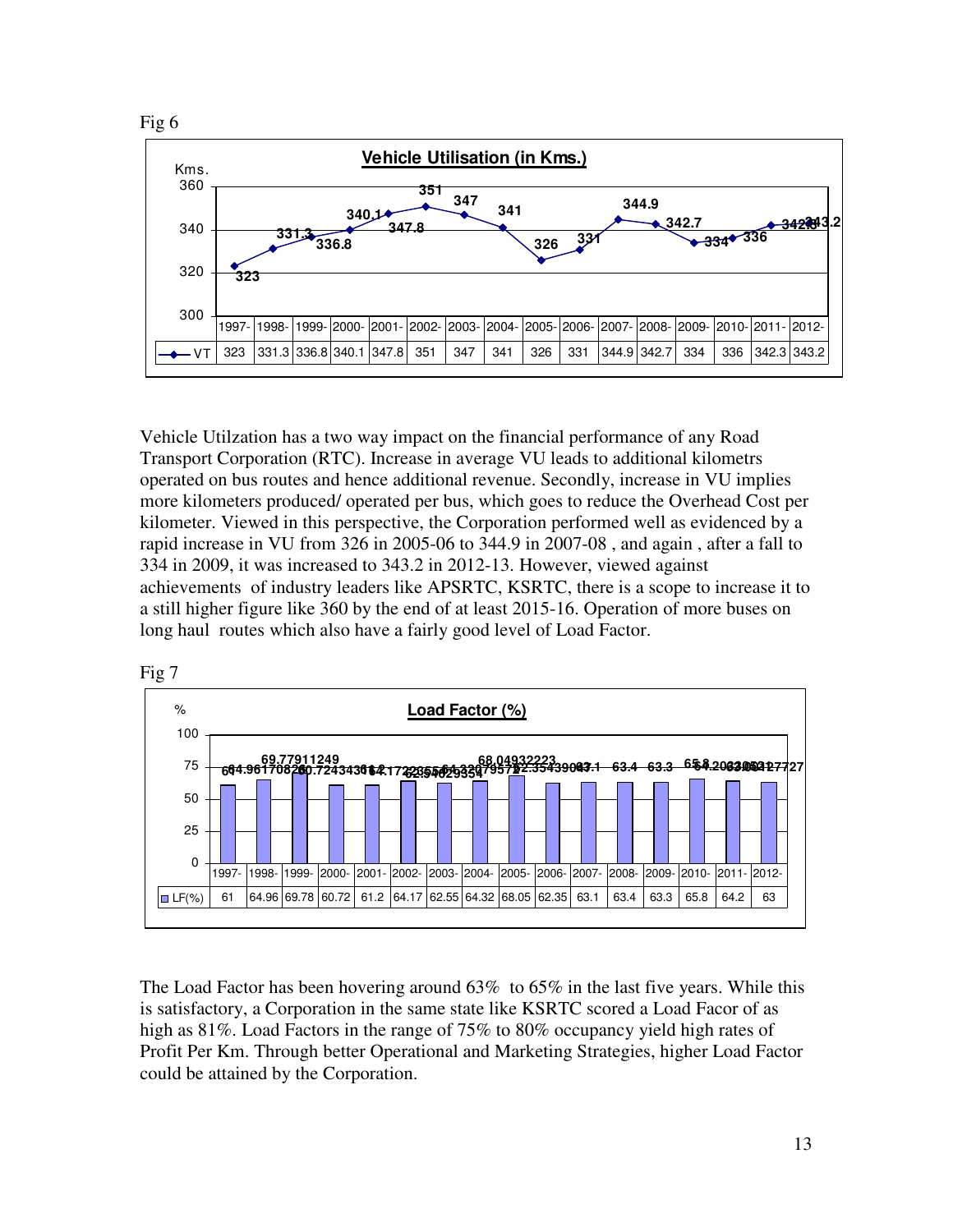Fig 6

**Vehicle Utilisation (in Kms.)**

| | 1997- | 1998- | 1999- | 2000- | 2001- | 2002- | 2003- | 2004- | 2005- | 2006- | 2007- | 2008- | 2009- | 2010- | 2011- | 2012- |
|---|---|---|---|---|---|---|---|---|---|---|---|---|---|---|---|---|
| VT | 323 | 331.3 | 336.8 | 340.1 | 347.8 | 351 | 347 | 341 | 326 | 331 | 344.9 | 342.7 | 334 | 336 | 342.3 | 343.2 |

Vehicle Utilzation has a two way impact on the financial performance of any Road Transport Corporation (RTC). Increase in average VU leads to additional kilometrs operated on bus routes and hence additional revenue. Secondly, increase in VU implies more kilometers produced/ operated per bus, which goes to reduce the Overhead Cost per kilometer. Viewed in this perspective, the Corporation performed well as evidenced by a rapid increase in VU from 326 in 2005-06 to 344.9 in 2007-08 , and again , after a fall to 334 in 2009, it was increased to 343.2 in 2012-13. However, viewed against achievements of industry leaders like APSRTC, KSRTC, there is a scope to increase it to a still higher figure like 360 by the end of at least 2015-16. Operation of more buses on long haul routes which also have a fairly good level of Load Factor.

Fig 7

**Load Factor (%)**

| | 1997- | 1998- | 1999- | 2000- | 2001- | 2002- | 2003- | 2004- | 2005- | 2006- | 2007- | 2008- | 2009- | 2010- | 2011- | 2012- |
|---|---|---|---|---|---|---|---|---|---|---|---|---|---|---|---|---|
| LF(%) | 61 | 64.96 | 69.78 | 60.72 | 61.2 | 64.17 | 62.55 | 64.32 | 68.05 | 62.35 | 63.1 | 63.4 | 63.3 | 65.8 | 64.2 | 63 |

The Load Factor has been hovering around 63% to 65% in the last five years. While this is satisfactory, a Corporation in the same state like KSRTC scored a Load Facor of as high as 81%. Load Factors in the range of 75% to 80% occupancy yield high rates of Profit Per Km. Through better Operational and Marketing Strategies, higher Load Factor could be attained by the Corporation.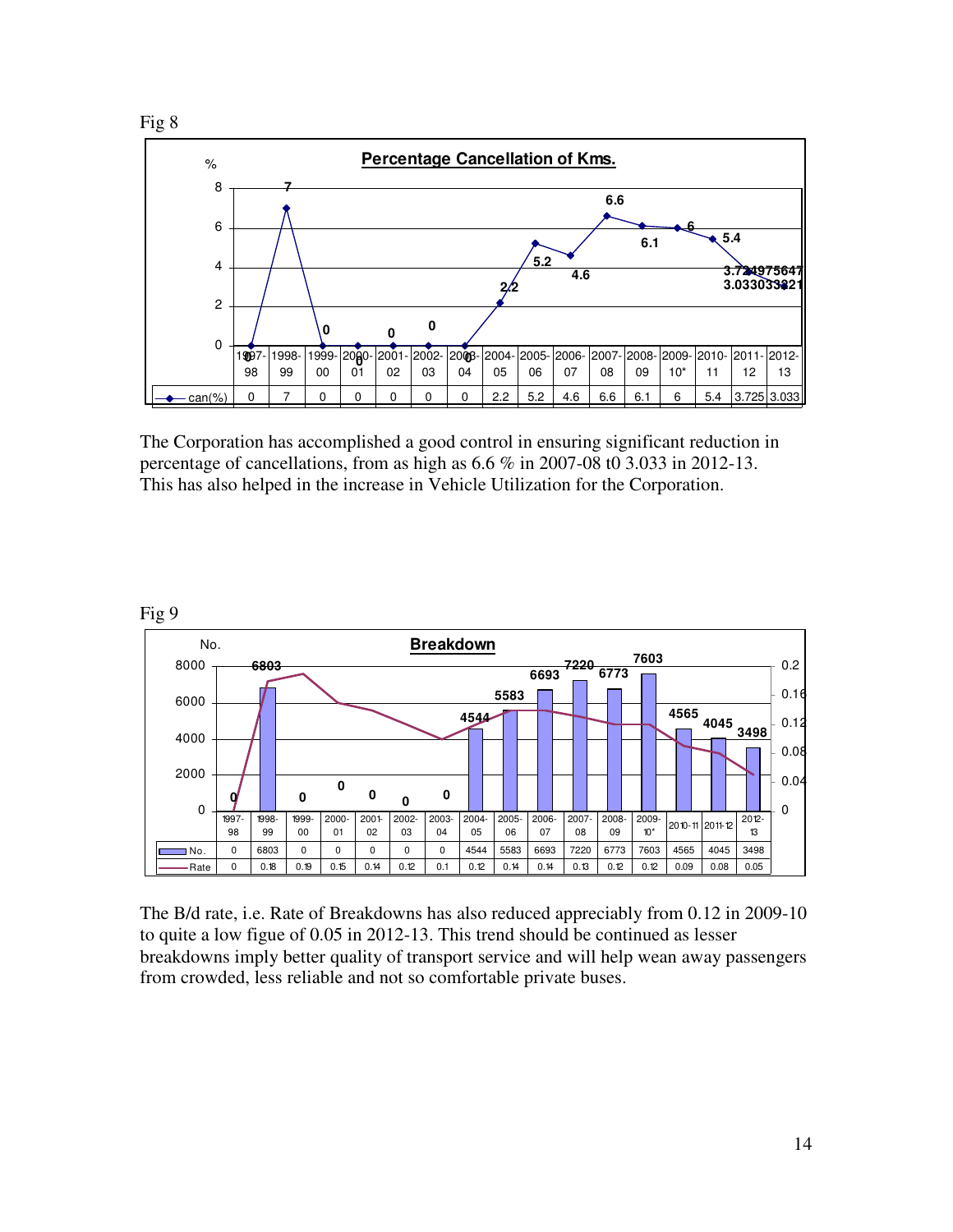Fig 8

**Percentage Cancellation of Kms.**

| | 1997-98 | 1998-99 | 1999-00 | 2000-01 | 2001-02 | 2002-03 | 2003-04 | 2004-05 | 2005-06 | 2006-07 | 2007-08 | 2008-09 | 2009-10* | 2010-11 | 2011-12 | 2012-13 |
|---|---|---|---|---|---|---|---|---|---|---|---|---|---|---|---|---|
| can(%) | 0 | 7 | 0 | 0 | 0 | 0 | 0 | 2.2 | 5.2 | 4.6 | 6.6 | 6.1 | 6 | 5.4 | 3.725 | 3.033 |

The Corporation has accomplished a good control in ensuring significant reduction in percentage of cancellations, from as high as 6.6 % in 2007-08 t0 3.033 in 2012-13. This has also helped in the increase in Vehicle Utilization for the Corporation.

Fig 9

**Breakdown**

| | 1997-98 | 1998-99 | 1999-00 | 2000-01 | 2001-02 | 2002-03 | 2003-04 | 2004-05 | 2005-06 | 2006-07 | 2007-08 | 2008-09 | 2009-10* | 2010-11 | 2011-12 | 2012-13 |
|---|---|---|---|---|---|---|---|---|---|---|---|---|---|---|---|---|
| No. | 0 | 6803 | 0 | 0 | 0 | 0 | 0 | 4544 | 5583 | 6693 | 7220 | 6773 | 7603 | 4565 | 4045 | 3498 |
| Rate | 0 | 0.18 | 0.19 | 0.15 | 0.14 | 0.12 | 0.1 | 0.12 | 0.14 | 0.14 | 0.13 | 0.12 | 0.12 | 0.09 | 0.08 | 0.05 |

The B/d rate, i.e. Rate of Breakdowns has also reduced appreciably from 0.12 in 2009-10 to quite a low figue of 0.05 in 2012-13. This trend should be continued as lesser breakdowns imply better quality of transport service and will help wean away passengers from crowded, less reliable and not so comfortable private buses.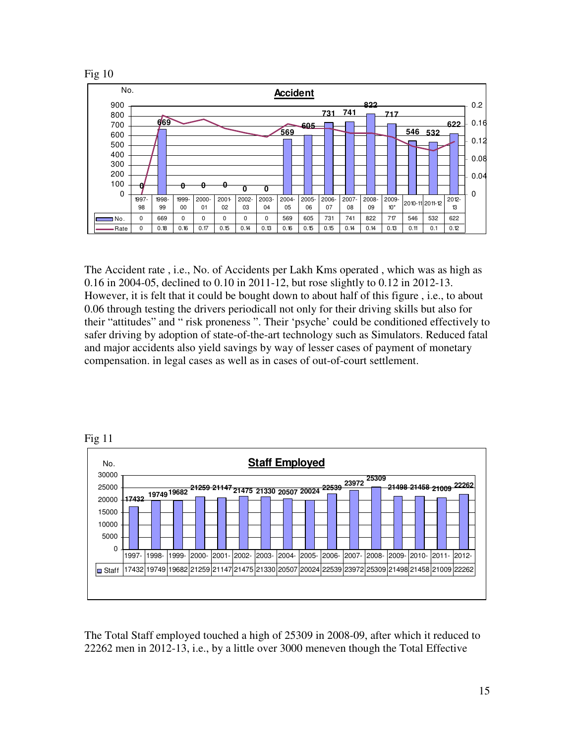Fig 10

**Accident**

| | 1997-98 | 1998-99 | 1999-00 | 2000-01 | 2001-02 | 2002-03 | 2003-04 | 2004-05 | 2005-06 | 2006-07 | 2007-08 | 2008-09 | 2009-10* | 2010-11 | 2011-12 | 2012-13 |
|---|---|---|---|---|---|---|---|---|---|---|---|---|---|---|---|---|
| No. | 0 | 669 | 0 | 0 | 0 | 0 | 0 | 569 | 605 | 731 | 741 | 822 | 717 | 546 | 532 | 622 |
| Rate | 0 | 0.18 | 0.16 | 0.17 | 0.15 | 0.14 | 0.13 | 0.16 | 0.15 | 0.15 | 0.14 | 0.14 | 0.13 | 0.11 | 0.1 | 0.12 |

The Accident rate , i.e., No. of Accidents per Lakh Kms operated , which was as high as 0.16 in 2004-05, declined to 0.10 in 2011-12, but rose slightly to 0.12 in 2012-13. However, it is felt that it could be bought down to about half of this figure , i.e., to about 0.06 through testing the drivers periodicall not only for their driving skills but also for their "attitudes" and " risk proneness ". Their 'psyche' could be conditioned effectively to safer driving by adoption of state-of-the-art technology such as Simulators. Reduced fatal and major accidents also yield savings by way of lesser cases of payment of monetary compensation. in legal cases as well as in cases of out-of-court settlement.

Fig 11

**Staff Employed**

| | 1997- | 1998- | 1999- | 2000- | 2001- | 2002- | 2003- | 2004- | 2005- | 2006- | 2007- | 2008- | 2009- | 2010- | 2011- | 2012- |
|---|---|---|---|---|---|---|---|---|---|---|---|---|---|---|---|---|
| Staff | 17432 | 19749 | 19682 | 21259 | 21147 | 21475 | 21330 | 20507 | 20024 | 22539 | 23972 | 25309 | 21498 | 21458 | 21009 | 22262 |

The Total Staff employed touched a high of 25309 in 2008-09, after which it reduced to 22262 men in 2012-13, i.e., by a little over 3000 meneven though the Total Effective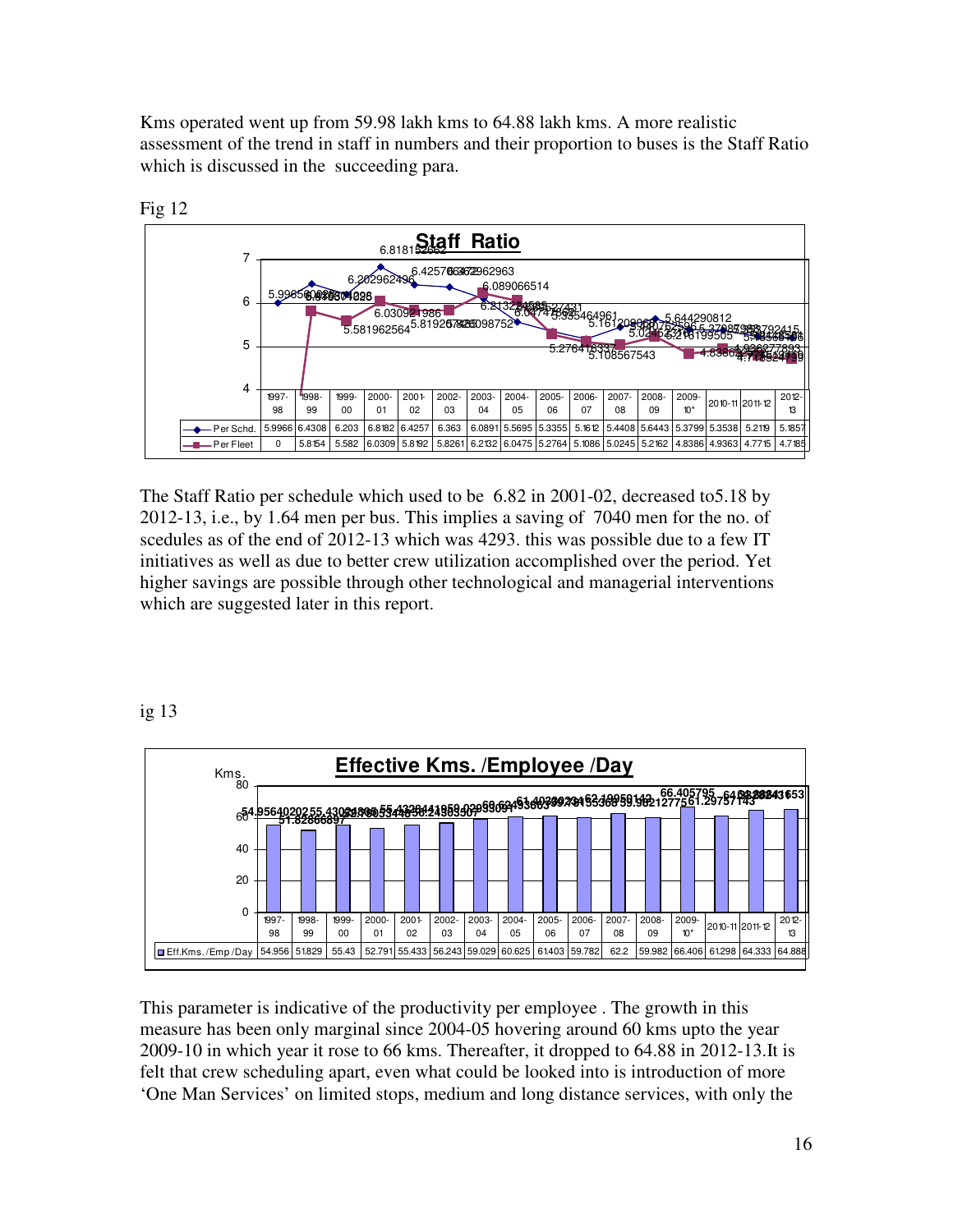Kms operated went up from 59.98 lakh kms to 64.88 lakh kms. A more realistic assessment of the trend in staff in numbers and their proportion to buses is the Staff Ratio which is discussed in the succeeding para.

Fig 12

**Staff Ratio**

| | 1997-98 | 1998-99 | 1999-00 | 2000-01 | 2001-02 | 2002-03 | 2003-04 | 2004-05 | 2005-06 | 2006-07 | 2007-08 | 2008-09 | 2009-10* | 2010-11 | 2011-12 | 2012-13 |
|---|---|---|---|---|---|---|---|---|---|---|---|---|---|---|---|---|
| Per Schd. | 5.9966 | 6.4308 | 6.203 | 6.8182 | 6.4257 | 6.363 | 6.0891 | 5.5695 | 5.3355 | 5.1612 | 5.4408 | 5.6443 | 5.3799 | 5.3538 | 5.2119 | 5.1857 |
| Per Fleet | 0 | 5.8154 | 5.582 | 6.0309 | 5.8192 | 5.8261 | 6.2132 | 6.0475 | 5.2764 | 5.1086 | 5.0245 | 5.2162 | 4.8386 | 4.9363 | 4.7715 | 4.7185 |

The Staff Ratio per schedule which used to be 6.82 in 2001-02, decreased to5.18 by 2012-13, i.e., by 1.64 men per bus. This implies a saving of 7040 men for the no. of scedules as of the end of 2012-13 which was 4293. this was possible due to a few IT initiatives as well as due to better crew utilization accomplished over the period. Yet higher savings are possible through other technological and managerial interventions which are suggested later in this report.

ig 13

**Effective Kms. /Employee /Day**

| | 1997-98 | 1998-99 | 1999-00 | 2000-01 | 2001-02 | 2002-03 | 2003-04 | 2004-05 | 2005-06 | 2006-07 | 2007-08 | 2008-09 | 2009-10* | 2010-11 | 2011-12 | 2012-13 |
|---|---|---|---|---|---|---|---|---|---|---|---|---|---|---|---|---|
| Eff.Kms./Emp/Day | 54.956 | 51.829 | 55.43 | 52.791 | 55.433 | 56.243 | 59.029 | 60.625 | 61.403 | 59.782 | 62.2 | 59.982 | 66.406 | 61.298 | 64.333 | 64.888 |

This parameter is indicative of the productivity per employee . The growth in this measure has been only marginal since 2004-05 hovering around 60 kms upto the year 2009-10 in which year it rose to 66 kms. Thereafter, it dropped to 64.88 in 2012-13.It is felt that crew scheduling apart, even what could be looked into is introduction of more 'One Man Services' on limited stops, medium and long distance services, with only the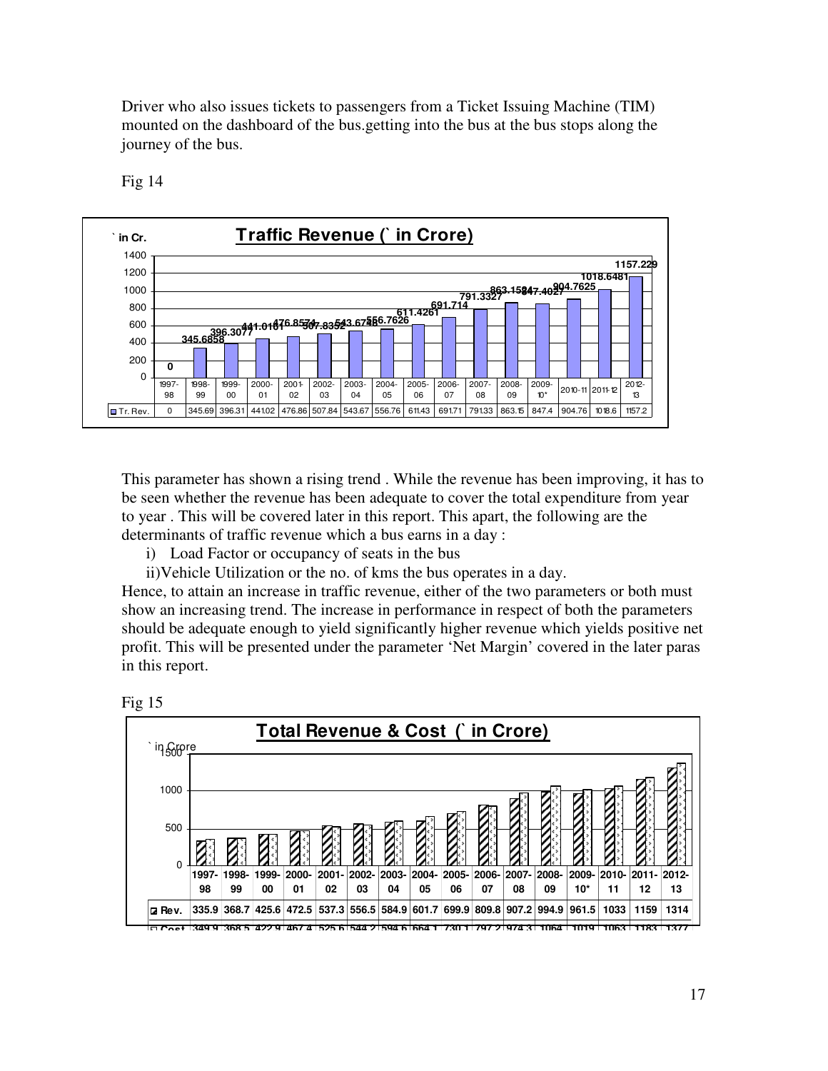Driver who also issues tickets to passengers from a Ticket Issuing Machine (TIM) mounted on the dashboard of the bus.getting into the bus at the bus stops along the journey of the bus.

Fig 14

**Traffic Revenue (` in Crore)**

| | 1997-98 | 1998-99 | 1999-00 | 2000-01 | 2001-02 | 2002-03 | 2003-04 | 2004-05 | 2005-06 | 2006-07 | 2007-08 | 2008-09 | 2009-10* | 2010-11 | 2011-12 | 2012-13 |
|---|---|---|---|---|---|---|---|---|---|---|---|---|---|---|---|---|
| Tr. Rev. | 0 | 345.69 | 396.31 | 441.02 | 476.86 | 507.84 | 543.67 | 556.76 | 611.43 | 691.71 | 791.33 | 863.15 | 847.4 | 904.76 | 1018.6 | 1157.2 |

This parameter has shown a rising trend . While the revenue has been improving, it has to be seen whether the revenue has been adequate to cover the total expenditure from year to year . This will be covered later in this report. This apart, the following are the determinants of traffic revenue which a bus earns in a day :

i) Load Factor or occupancy of seats in the bus

ii) Vehicle Utilization or the no. of kms the bus operates in a day.

Hence, to attain an increase in traffic revenue, either of the two parameters or both must show an increasing trend. The increase in performance in respect of both the parameters should be adequate enough to yield significantly higher revenue which yields positive net profit. This will be presented under the parameter 'Net Margin' covered in the later paras in this report.

Fig 15

**Total Revenue & Cost (` in Crore)**

| | 1997-98 | 1998-99 | 1999-00 | 2000-01 | 2001-02 | 2002-03 | 2003-04 | 2004-05 | 2005-06 | 2006-07 | 2007-08 | 2008-09 | 2009-10* | 2010-11 | 2011-12 | 2012-13 |
|---|---|---|---|---|---|---|---|---|---|---|---|---|---|---|---|---|
| Rev. | 335.9 | 368.7 | 425.6 | 472.5 | 537.3 | 556.5 | 584.9 | 601.7 | 699.9 | 809.8 | 907.2 | 994.9 | 961.5 | 1033 | 1159 | 1314 |
| Cost | 349.9 | 368.5 | 422.9 | 467.4 | 525.6 | 544.2 | 594.6 | 664.1 | 730.1 | 797.2 | 974.3 | 1064 | 1019 | 1063 | 1183 | 1377 |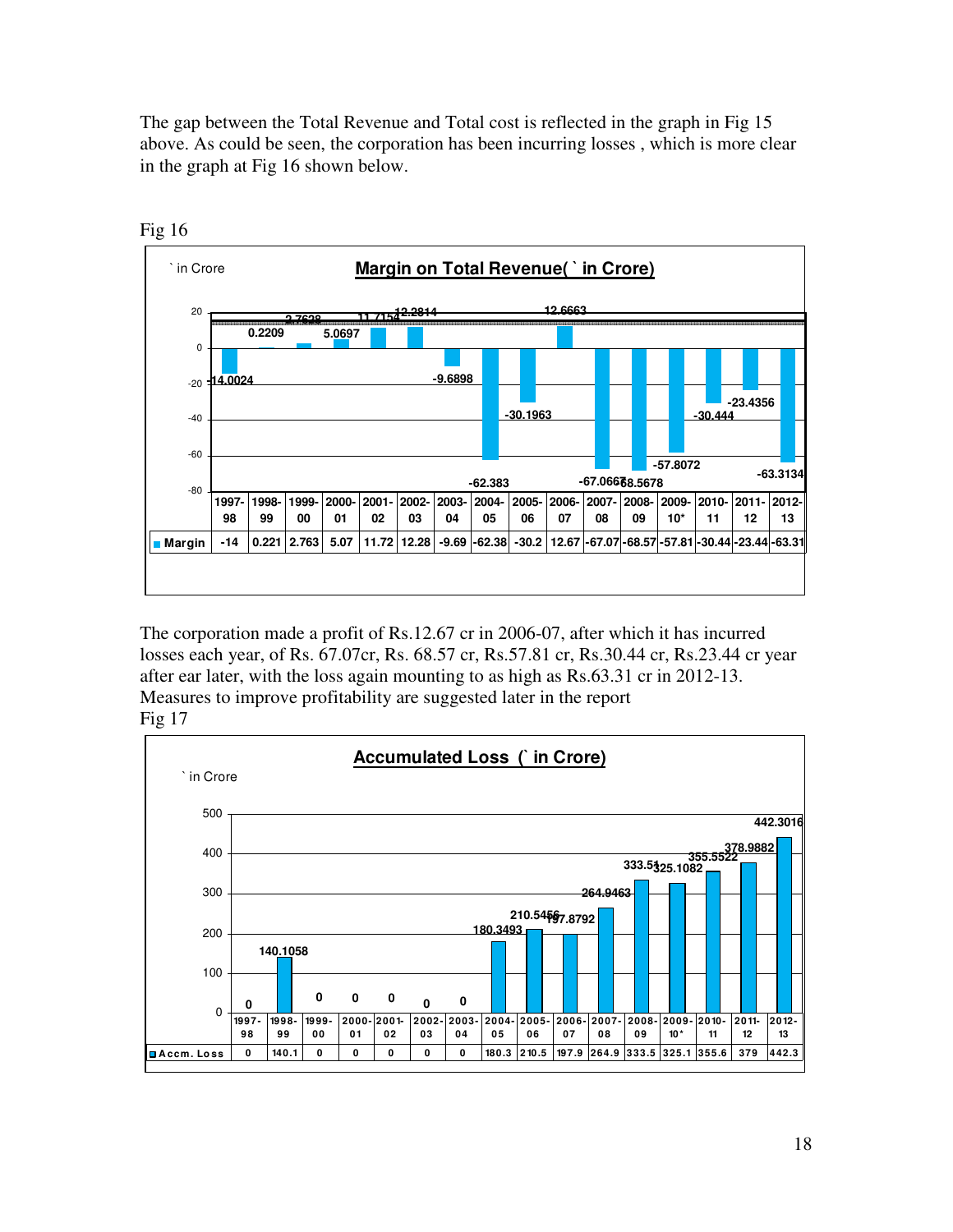The gap between the Total Revenue and Total cost is reflected in the graph in Fig 15 above. As could be seen, the corporation has been incurring losses , which is more clear in the graph at Fig 16 shown below.

Fig 16

**Margin on Total Revenue( ` in Crore)**

` in Crore

| | 1997-98 | 1998-99 | 1999-00 | 2000-01 | 2001-02 | 2002-03 | 2003-04 | 2004-05 | 2005-06 | 2006-07 | 2007-08 | 2008-09 | 2009-10* | 2010-11 | 2011-12 | 2012-13 |
|---|---|---|---|---|---|---|---|---|---|---|---|---|---|---|---|---|
| Margin | -14 | 0.221 | 2.763 | 5.07 | 11.72 | 12.28 | -9.69 | -62.38 | -30.2 | 12.67 | -67.07 | -68.57 | -57.81 | -30.44 | -23.44 | -63.31 |

The corporation made a profit of Rs.12.67 cr in 2006-07, after which it has incurred losses each year, of Rs. 67.07cr, Rs. 68.57 cr, Rs.57.81 cr, Rs.30.44 cr, Rs.23.44 cr year after ear later, with the loss again mounting to as high as Rs.63.31 cr in 2012-13. Measures to improve profitability are suggested later in the report

Fig 17

**Accumulated Loss (` in Crore)**

` in Crore

| | 1997-98 | 1998-99 | 1999-00 | 2000-01 | 2001-02 | 2002-03 | 2003-04 | 2004-05 | 2005-06 | 2006-07 | 2007-08 | 2008-09 | 2009-10* | 2010-11 | 2011-12 | 2012-13 |
|---|---|---|---|---|---|---|---|---|---|---|---|---|---|---|---|---|
| Accm. Loss | 0 | 140.1 | 0 | 0 | 0 | 0 | 0 | 180.3 | 210.5 | 197.9 | 264.9 | 333.5 | 325.1 | 355.6 | 379 | 442.3 |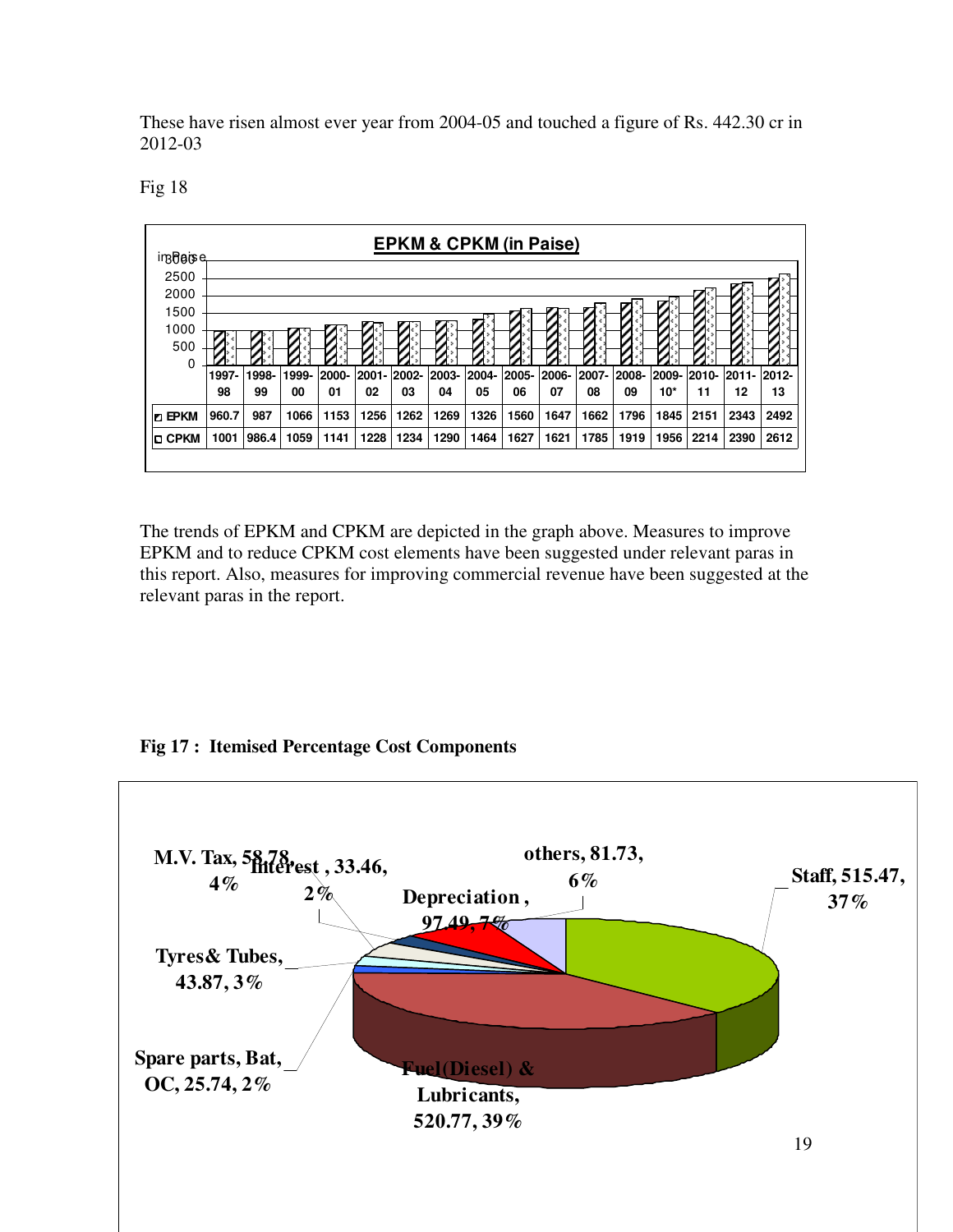These have risen almost ever year from 2004-05 and touched a figure of Rs. 442.30 cr in 2012-03

Fig 18

**EPKM & CPKM (in Paise)**

| | 1997-98 | 1998-99 | 1999-00 | 2000-01 | 2001-02 | 2002-03 | 2003-04 | 2004-05 | 2005-06 | 2006-07 | 2007-08 | 2008-09 | 2009-10* | 2010-11 | 2011-12 | 2012-13 |
|---|---|---|---|---|---|---|---|---|---|---|---|---|---|---|---|---|
| EPKM | 960.7 | 987 | 1066 | 1153 | 1256 | 1262 | 1269 | 1326 | 1560 | 1647 | 1662 | 1796 | 1845 | 2151 | 2343 | 2492 |
| CPKM | 1001 | 986.4 | 1059 | 1141 | 1228 | 1234 | 1290 | 1464 | 1627 | 1621 | 1785 | 1919 | 1956 | 2214 | 2390 | 2612 |

The trends of EPKM and CPKM are depicted in the graph above. Measures to improve EPKM and to reduce CPKM cost elements have been suggested under relevant paras in this report. Also, measures for improving commercial revenue have been suggested at the relevant paras in the report.

**Fig 17 : Itemised Percentage Cost Components**

- Staff, 515.47, 37%
- Fuel(Diesel) & Lubricants, 520.77, 39%
- Spare parts, Bat, OC, 25.74, 2%
- Tyres& Tubes, 43.87, 3%
- M.V. Tax, 58.78, 4%
- Interest , 33.46, 2%
- Depreciation , 97.49, 7%
- others, 81.73, 6%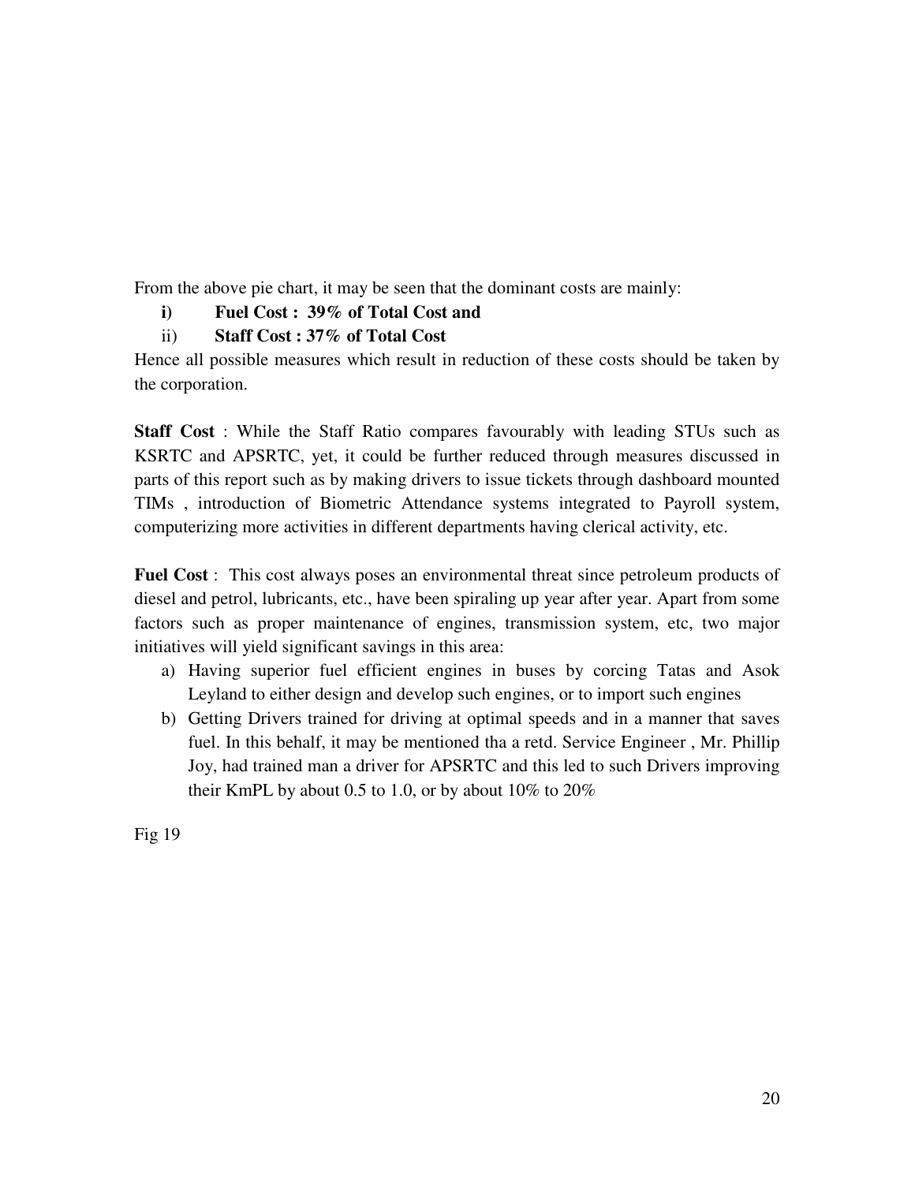From the above pie chart, it may be seen that the dominant costs are mainly:

- **i)** **Fuel Cost : 39% of Total Cost and**
- ii) **Staff Cost : 37% of Total Cost**

Hence all possible measures which result in reduction of these costs should be taken by the corporation.

**Staff Cost** : While the Staff Ratio compares favourably with leading STUs such as KSRTC and APSRTC, yet, it could be further reduced through measures discussed in parts of this report such as by making drivers to issue tickets through dashboard mounted TIMs , introduction of Biometric Attendance systems integrated to Payroll system, computerizing more activities in different departments having clerical activity, etc.

**Fuel Cost** : This cost always poses an environmental threat since petroleum products of diesel and petrol, lubricants, etc., have been spiraling up year after year. Apart from some factors such as proper maintenance of engines, transmission system, etc, two major initiatives will yield significant savings in this area:

a) Having superior fuel efficient engines in buses by corcing Tatas and Asok Leyland to either design and develop such engines, or to import such engines
b) Getting Drivers trained for driving at optimal speeds and in a manner that saves fuel. In this behalf, it may be mentioned tha a retd. Service Engineer , Mr. Phillip Joy, had trained man a driver for APSRTC and this led to such Drivers improving their KmPL by about 0.5 to 1.0, or by about 10% to 20%

Fig 19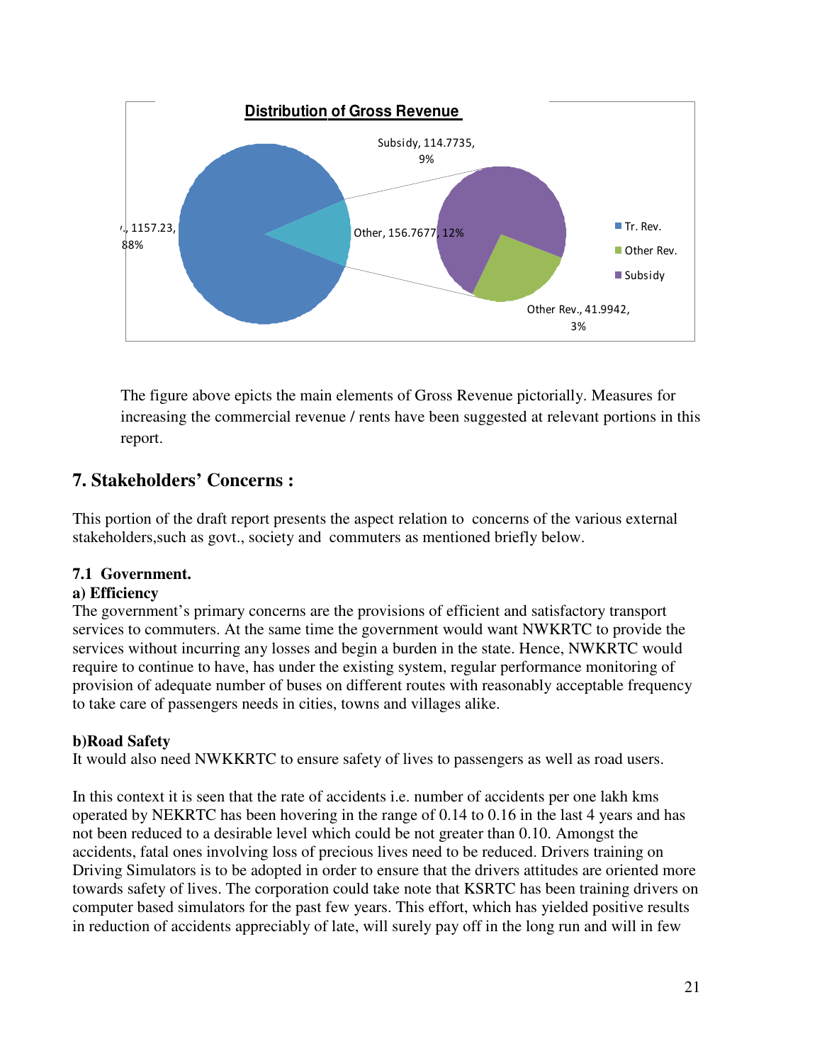**Distribution of Gross Revenue**

- Tr. Rev., 1157.23, 88%
- Other, 156.7677, 12%
- Subsidy, 114.7735, 9%
- Other Rev., 41.9942, 3%

The figure above epicts the main elements of Gross Revenue pictorially. Measures for increasing the commercial revenue / rents have been suggested at relevant portions in this report.

## 7. Stakeholders' Concerns :

This portion of the draft report presents the aspect relation to concerns of the various external stakeholders,such as govt., society and commuters as mentioned briefly below.

### 7.1 Government.

**a) Efficiency**

The government's primary concerns are the provisions of efficient and satisfactory transport services to commuters. At the same time the government would want NWKRTC to provide the services without incurring any losses and begin a burden in the state. Hence, NWKRTC would require to continue to have, has under the existing system, regular performance monitoring of provision of adequate number of buses on different routes with reasonably acceptable frequency to take care of passengers needs in cities, towns and villages alike.

**b)Road Safety**

It would also need NWKKRTC to ensure safety of lives to passengers as well as road users.

In this context it is seen that the rate of accidents i.e. number of accidents per one lakh kms operated by NEKRTC has been hovering in the range of 0.14 to 0.16 in the last 4 years and has not been reduced to a desirable level which could be not greater than 0.10. Amongst the accidents, fatal ones involving loss of precious lives need to be reduced. Drivers training on Driving Simulators is to be adopted in order to ensure that the drivers attitudes are oriented more towards safety of lives. The corporation could take note that KSRTC has been training drivers on computer based simulators for the past few years. This effort, which has yielded positive results in reduction of accidents appreciably of late, will surely pay off in the long run and will in few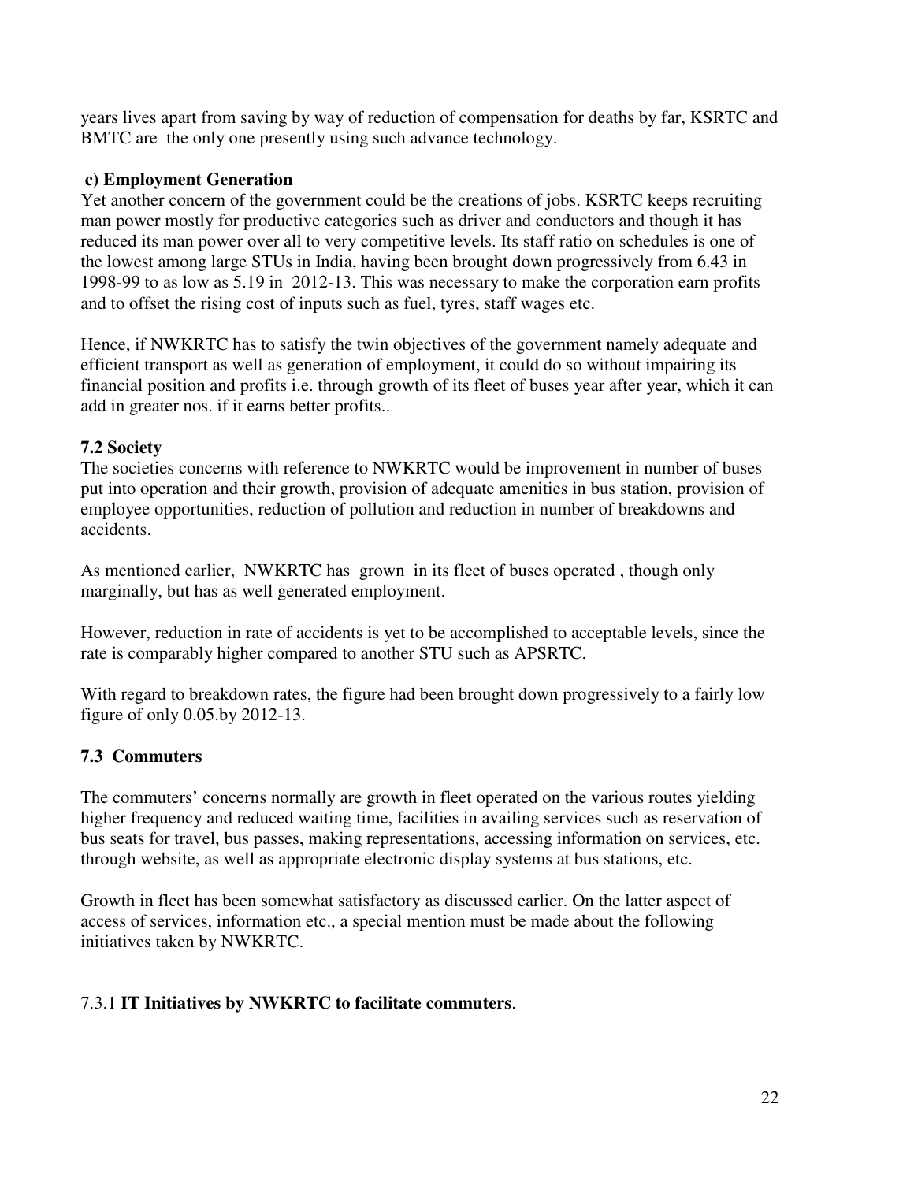years lives apart from saving by way of reduction of compensation for deaths by far, KSRTC and BMTC are the only one presently using such advance technology.

**c) Employment Generation**

Yet another concern of the government could be the creations of jobs. KSRTC keeps recruiting man power mostly for productive categories such as driver and conductors and though it has reduced its man power over all to very competitive levels. Its staff ratio on schedules is one of the lowest among large STUs in India, having been brought down progressively from 6.43 in 1998-99 to as low as 5.19 in 2012-13. This was necessary to make the corporation earn profits and to offset the rising cost of inputs such as fuel, tyres, staff wages etc.

Hence, if NWKRTC has to satisfy the twin objectives of the government namely adequate and efficient transport as well as generation of employment, it could do so without impairing its financial position and profits i.e. through growth of its fleet of buses year after year, which it can add in greater nos. if it earns better profits..

### 7.2 Society

The societies concerns with reference to NWKRTC would be improvement in number of buses put into operation and their growth, provision of adequate amenities in bus station, provision of employee opportunities, reduction of pollution and reduction in number of breakdowns and accidents.

As mentioned earlier, NWKRTC has grown in its fleet of buses operated , though only marginally, but has as well generated employment.

However, reduction in rate of accidents is yet to be accomplished to acceptable levels, since the rate is comparably higher compared to another STU such as APSRTC.

With regard to breakdown rates, the figure had been brought down progressively to a fairly low figure of only 0.05.by 2012-13.

### 7.3 Commuters

The commuters' concerns normally are growth in fleet operated on the various routes yielding higher frequency and reduced waiting time, facilities in availing services such as reservation of bus seats for travel, bus passes, making representations, accessing information on services, etc. through website, as well as appropriate electronic display systems at bus stations, etc.

Growth in fleet has been somewhat satisfactory as discussed earlier. On the latter aspect of access of services, information etc., a special mention must be made about the following initiatives taken by NWKRTC.

#### 7.3.1 **IT Initiatives by NWKRTC to facilitate commuters**.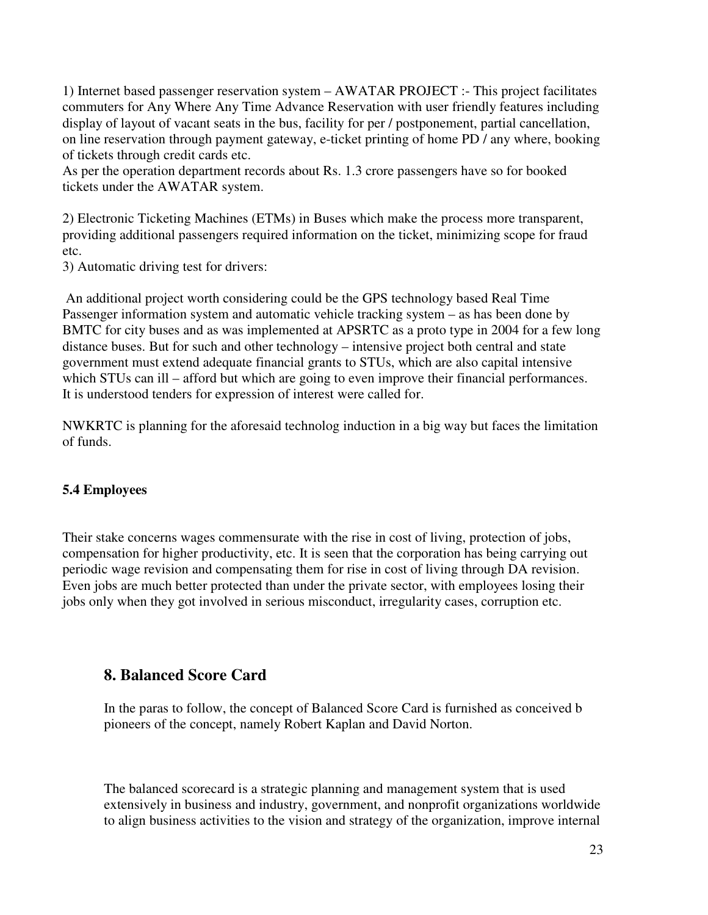1) Internet based passenger reservation system – AWATAR PROJECT :- This project facilitates commuters for Any Where Any Time Advance Reservation with user friendly features including display of layout of vacant seats in the bus, facility for per / postponement, partial cancellation, on line reservation through payment gateway, e-ticket printing of home PD / any where, booking of tickets through credit cards etc.

As per the operation department records about Rs. 1.3 crore passengers have so for booked tickets under the AWATAR system.

2) Electronic Ticketing Machines (ETMs) in Buses which make the process more transparent, providing additional passengers required information on the ticket, minimizing scope for fraud etc.

3) Automatic driving test for drivers:

An additional project worth considering could be the GPS technology based Real Time Passenger information system and automatic vehicle tracking system – as has been done by BMTC for city buses and as was implemented at APSRTC as a proto type in 2004 for a few long distance buses. But for such and other technology – intensive project both central and state government must extend adequate financial grants to STUs, which are also capital intensive which STUs can ill – afford but which are going to even improve their financial performances. It is understood tenders for expression of interest were called for.

NWKRTC is planning for the aforesaid technolog induction in a big way but faces the limitation of funds.

**5.4 Employees**

Their stake concerns wages commensurate with the rise in cost of living, protection of jobs, compensation for higher productivity, etc. It is seen that the corporation has being carrying out periodic wage revision and compensating them for rise in cost of living through DA revision. Even jobs are much better protected than under the private sector, with employees losing their jobs only when they got involved in serious misconduct, irregularity cases, corruption etc.

## 8. Balanced Score Card

In the paras to follow, the concept of Balanced Score Card is furnished as conceived b pioneers of the concept, namely Robert Kaplan and David Norton.

The balanced scorecard is a strategic planning and management system that is used extensively in business and industry, government, and nonprofit organizations worldwide to align business activities to the vision and strategy of the organization, improve internal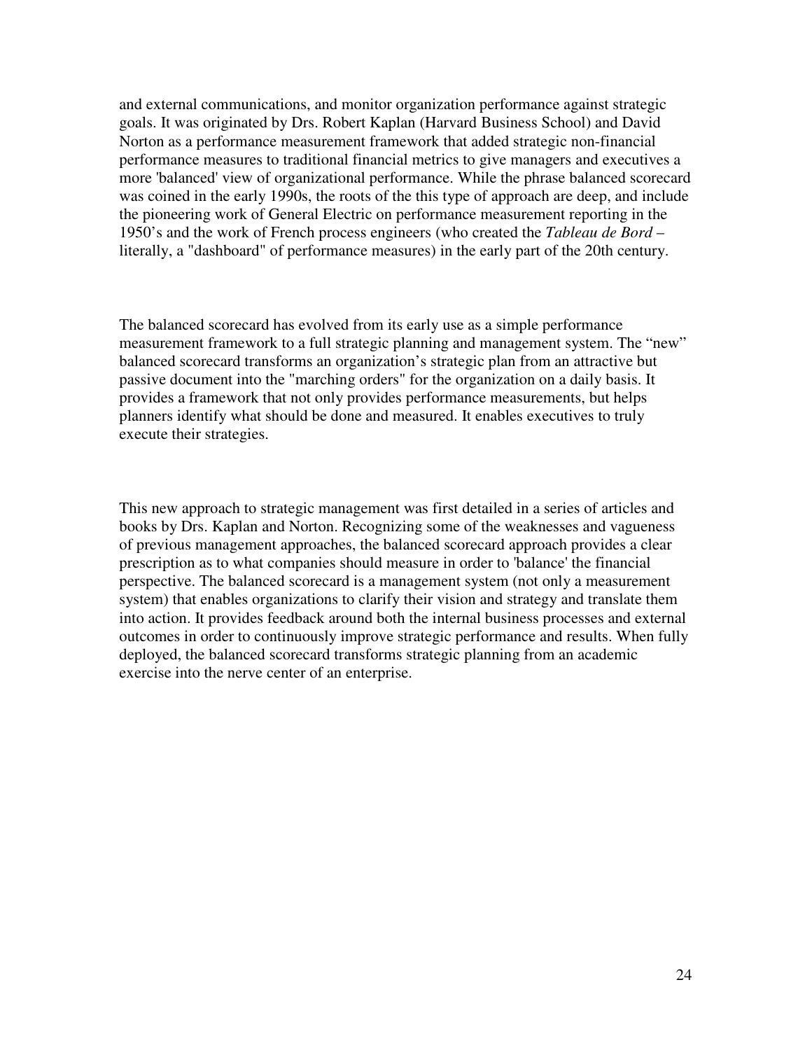and external communications, and monitor organization performance against strategic goals. It was originated by Drs. Robert Kaplan (Harvard Business School) and David Norton as a performance measurement framework that added strategic non-financial performance measures to traditional financial metrics to give managers and executives a more 'balanced' view of organizational performance. While the phrase balanced scorecard was coined in the early 1990s, the roots of the this type of approach are deep, and include the pioneering work of General Electric on performance measurement reporting in the 1950's and the work of French process engineers (who created the *Tableau de Bord* – literally, a "dashboard" of performance measures) in the early part of the 20th century.

The balanced scorecard has evolved from its early use as a simple performance measurement framework to a full strategic planning and management system. The "new" balanced scorecard transforms an organization's strategic plan from an attractive but passive document into the "marching orders" for the organization on a daily basis. It provides a framework that not only provides performance measurements, but helps planners identify what should be done and measured. It enables executives to truly execute their strategies.

This new approach to strategic management was first detailed in a series of articles and books by Drs. Kaplan and Norton. Recognizing some of the weaknesses and vagueness of previous management approaches, the balanced scorecard approach provides a clear prescription as to what companies should measure in order to 'balance' the financial perspective. The balanced scorecard is a management system (not only a measurement system) that enables organizations to clarify their vision and strategy and translate them into action. It provides feedback around both the internal business processes and external outcomes in order to continuously improve strategic performance and results. When fully deployed, the balanced scorecard transforms strategic planning from an academic exercise into the nerve center of an enterprise.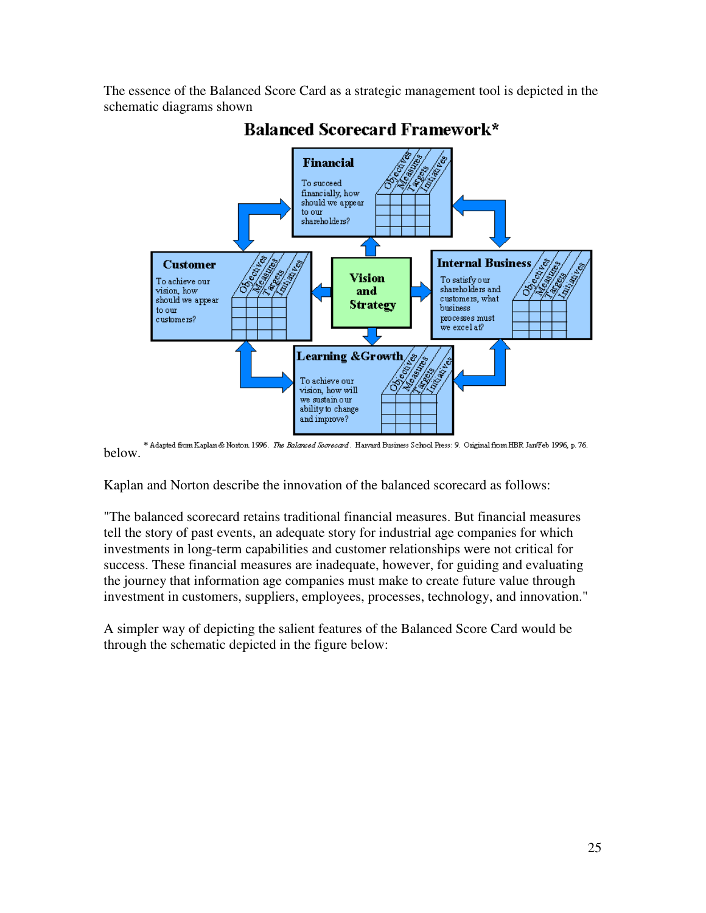The essence of the Balanced Score Card as a strategic management tool is depicted in the schematic diagrams shown below.

**Balanced Scorecard Framework***

**Financial**

To succeed financially, how should we appear to our shareholders?

Objectives | Measures | Targets | Initiatives

**Customer**

To achieve our vision, how should we appear to our customers?

Objectives | Measures | Targets | Initiatives

**Vision and Strategy**

**Internal Business**

To satisfy our shareholders and customers, what business processes must we excel at?

Objectives | Measures | Targets | Initiatives

**Learning &Growth**

To achieve our vision, how will we sustain our ability to change and improve?

Objectives | Measures | Targets | Initiatives

\* Adapted from Kaplan & Norton 1996. *The Balanced Scorecard*. Harvard Business School Press: 9. Original from HBR Jan/Feb 1996, p. 76.

Kaplan and Norton describe the innovation of the balanced scorecard as follows:

"The balanced scorecard retains traditional financial measures. But financial measures tell the story of past events, an adequate story for industrial age companies for which investments in long-term capabilities and customer relationships were not critical for success. These financial measures are inadequate, however, for guiding and evaluating the journey that information age companies must make to create future value through investment in customers, suppliers, employees, processes, technology, and innovation."

A simpler way of depicting the salient features of the Balanced Score Card would be through the schematic depicted in the figure below: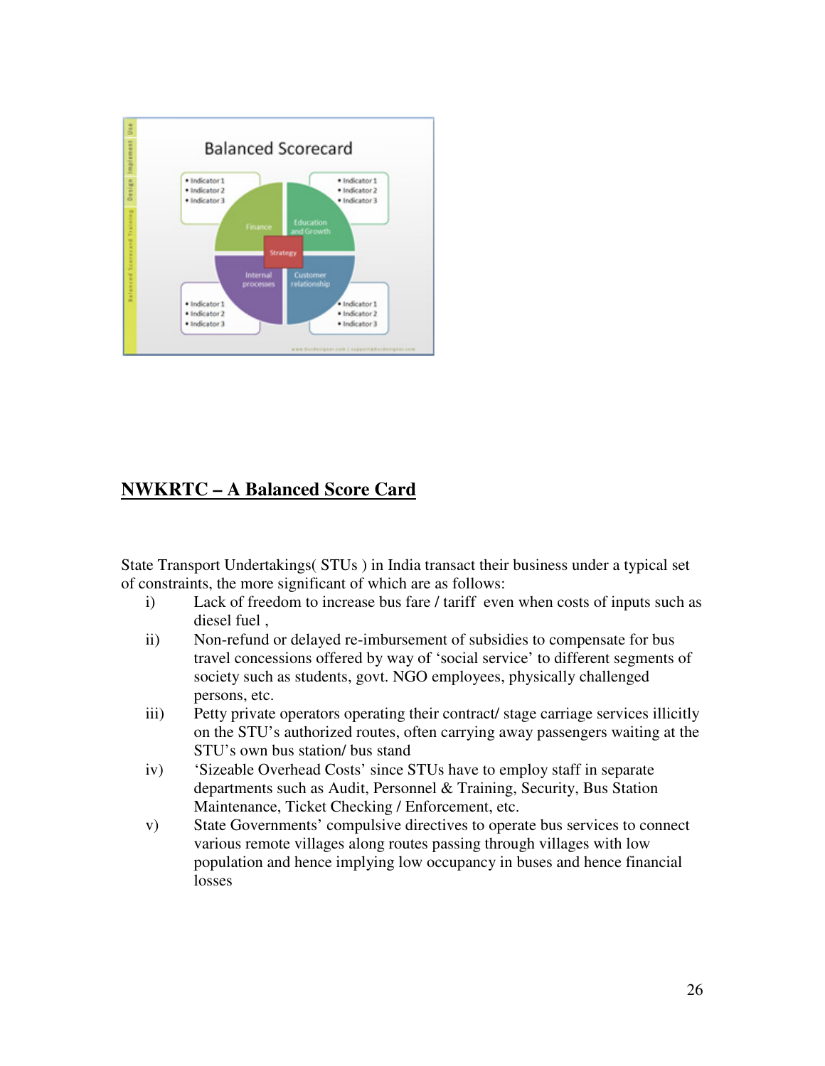## NWKRTC – A Balanced Score Card

State Transport Undertakings( STUs ) in India transact their business under a typical set of constraints, the more significant of which are as follows:

i) Lack of freedom to increase bus fare / tariff even when costs of inputs such as diesel fuel ,

ii) Non-refund or delayed re-imbursement of subsidies to compensate for bus travel concessions offered by way of 'social service' to different segments of society such as students, govt. NGO employees, physically challenged persons, etc.

iii) Petty private operators operating their contract/ stage carriage services illicitly on the STU's authorized routes, often carrying away passengers waiting at the STU's own bus station/ bus stand

iv) 'Sizeable Overhead Costs' since STUs have to employ staff in separate departments such as Audit, Personnel & Training, Security, Bus Station Maintenance, Ticket Checking / Enforcement, etc.

v) State Governments' compulsive directives to operate bus services to connect various remote villages along routes passing through villages with low population and hence implying low occupancy in buses and hence financial losses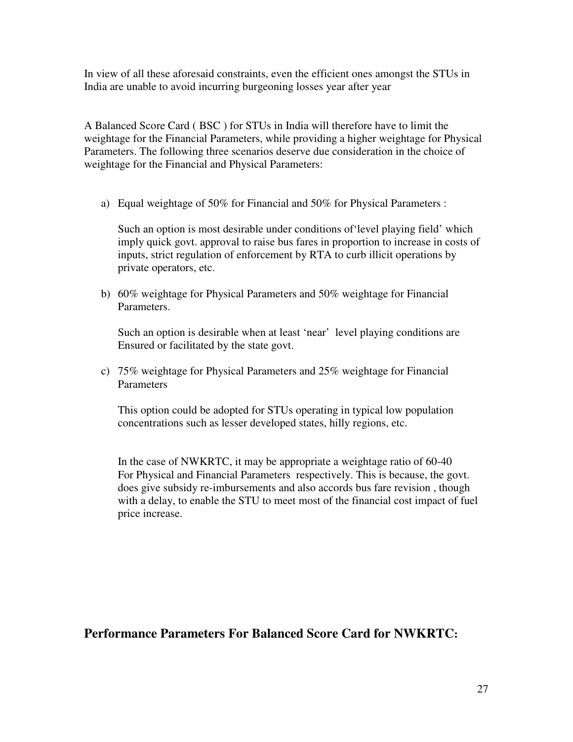In view of all these aforesaid constraints, even the efficient ones amongst the STUs in India are unable to avoid incurring burgeoning losses year after year

A Balanced Score Card ( BSC ) for STUs in India will therefore have to limit the weightage for the Financial Parameters, while providing a higher weightage for Physical Parameters. The following three scenarios deserve due consideration in the choice of weightage for the Financial and Physical Parameters:

a) Equal weightage of 50% for Financial and 50% for Physical Parameters :

   Such an option is most desirable under conditions of'level playing field' which imply quick govt. approval to raise bus fares in proportion to increase in costs of inputs, strict regulation of enforcement by RTA to curb illicit operations by private operators, etc.

b) 60% weightage for Physical Parameters and 50% weightage for Financial Parameters.

   Such an option is desirable when at least 'near' level playing conditions are Ensured or facilitated by the state govt.

c) 75% weightage for Physical Parameters and 25% weightage for Financial Parameters

   This option could be adopted for STUs operating in typical low population concentrations such as lesser developed states, hilly regions, etc.

   In the case of NWKRTC, it may be appropriate a weightage ratio of 60-40 For Physical and Financial Parameters respectively. This is because, the govt. does give subsidy re-imbursements and also accords bus fare revision , though with a delay, to enable the STU to meet most of the financial cost impact of fuel price increase.

## Performance Parameters For Balanced Score Card for NWKRTC: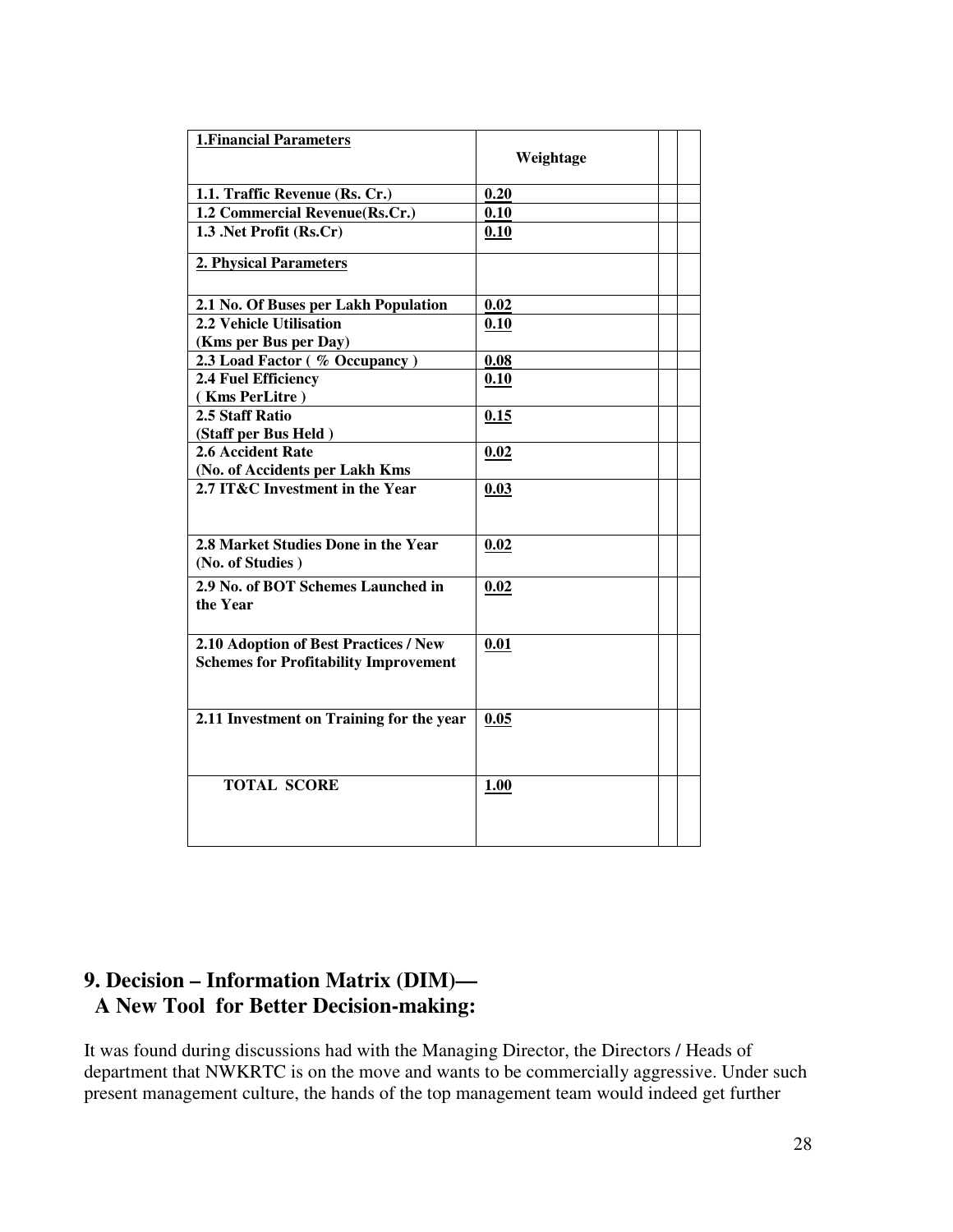| **1.Financial Parameters** | **Weightage** | | |
|---|---|---|---|
| **1.1. Traffic Revenue (Rs. Cr.)** | **0.20** | | |
| **1.2 Commercial Revenue(Rs.Cr.)** | **0.10** | | |
| **1.3 .Net Profit (Rs.Cr)** | **0.10** | | |
| **2. Physical Parameters** | | | |
| **2.1 No. Of Buses per Lakh Population** | **0.02** | | |
| **2.2 Vehicle Utilisation (Kms per Bus per Day)** | **0.10** | | |
| **2.3 Load Factor ( % Occupancy )** | **0.08** | | |
| **2.4 Fuel Efficiency ( Kms PerLitre )** | **0.10** | | |
| **2.5 Staff Ratio (Staff per Bus Held )** | **0.15** | | |
| **2.6 Accident Rate (No. of Accidents per Lakh Kms** | **0.02** | | |
| **2.7 IT&C Investment in the Year** | **0.03** | | |
| **2.8 Market Studies Done in the Year (No. of Studies )** | **0.02** | | |
| **2.9 No. of BOT Schemes Launched in the Year** | **0.02** | | |
| **2.10 Adoption of Best Practices / New Schemes for Profitability Improvement** | **0.01** | | |
| **2.11 Investment on Training for the year** | **0.05** | | |
| **TOTAL SCORE** | **1.00** | | |

## 9. Decision – Information Matrix (DIM)— A New Tool for Better Decision-making:

It was found during discussions had with the Managing Director, the Directors / Heads of department that NWKRTC is on the move and wants to be commercially aggressive. Under such present management culture, the hands of the top management team would indeed get further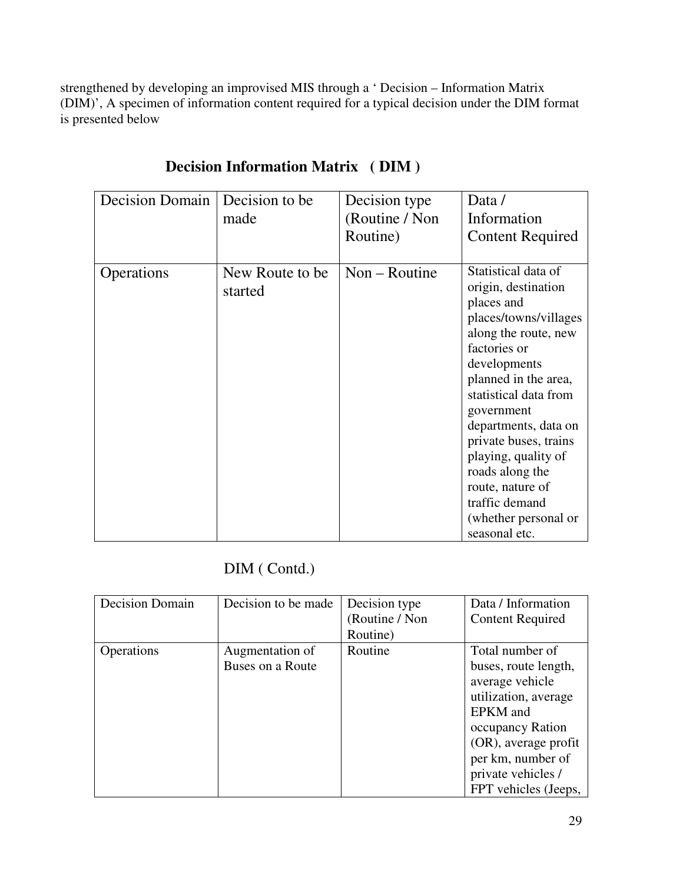strengthened by developing an improvised MIS through a ' Decision – Information Matrix (DIM)', A specimen of information content required for a typical decision under the DIM format is presented below

## Decision Information Matrix ( DIM )

| Decision Domain | Decision to be made | Decision type (Routine / Non Routine) | Data / Information Content Required |
|---|---|---|---|
| Operations | New Route to be started | Non – Routine | Statistical data of origin, destination places and places/towns/villages along the route, new factories or developments planned in the area, statistical data from government departments, data on private buses, trains playing, quality of roads along the route, nature of traffic demand (whether personal or seasonal etc. |

DIM ( Contd.)

| Decision Domain | Decision to be made | Decision type (Routine / Non Routine) | Data / Information Content Required |
|---|---|---|---|
| Operations | Augmentation of Buses on a Route | Routine | Total number of buses, route length, average vehicle utilization, average EPKM and occupancy Ration (OR), average profit per km, number of private vehicles / FPT vehicles (Jeeps, |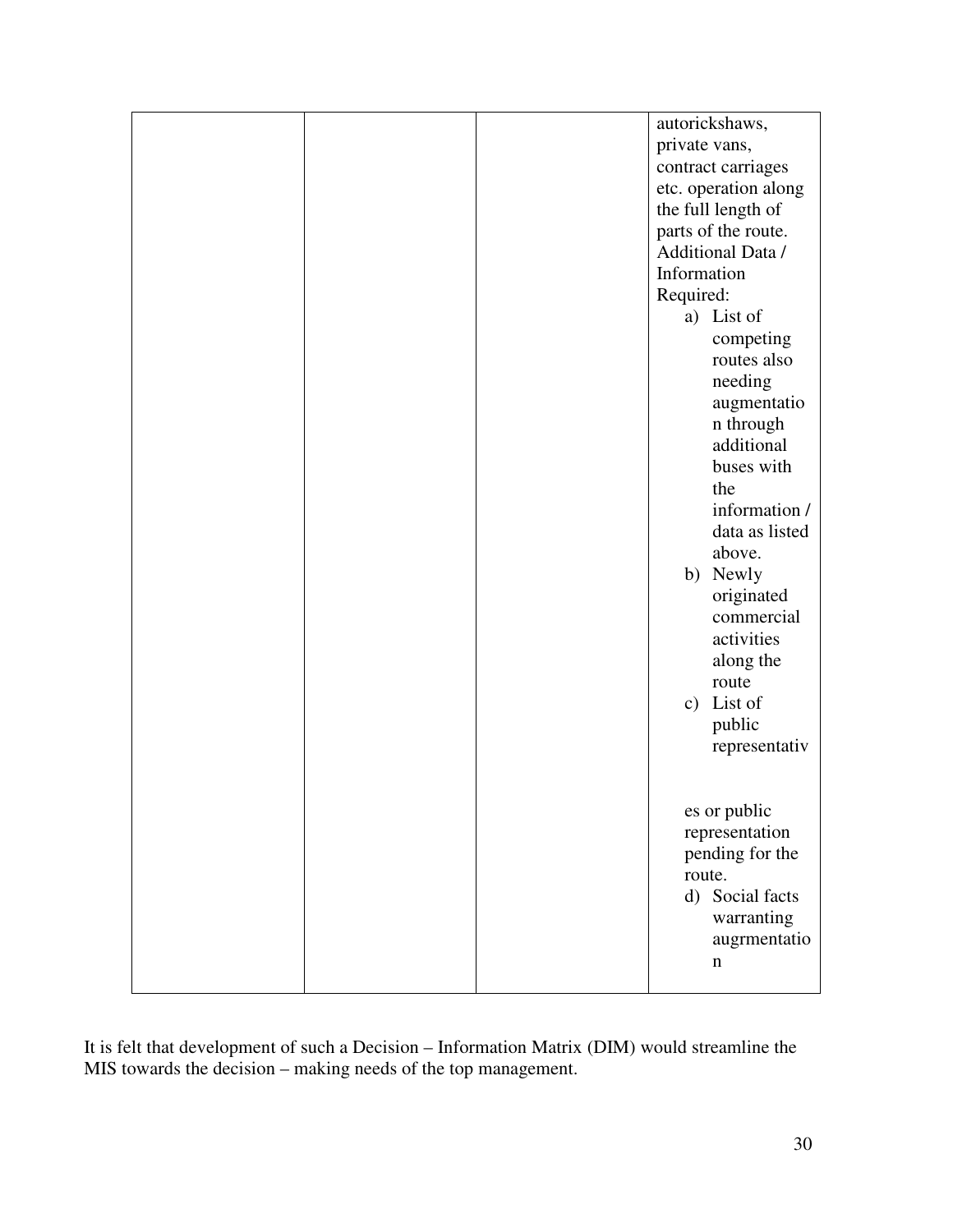|  |  |  | autorickshaws, private vans, contract carriages etc. operation along the full length of parts of the route.<br>Additional Data / Information Required:<br>a) List of competing routes also needing augmentation through additional buses with the information / data as listed above.<br>b) Newly originated commercial activities along the route<br>c) List of public representatives or public representation pending for the route.<br>d) Social facts warranting augrmentation |
|---|---|---|---|

It is felt that development of such a Decision – Information Matrix (DIM) would streamline the MIS towards the decision – making needs of the top management.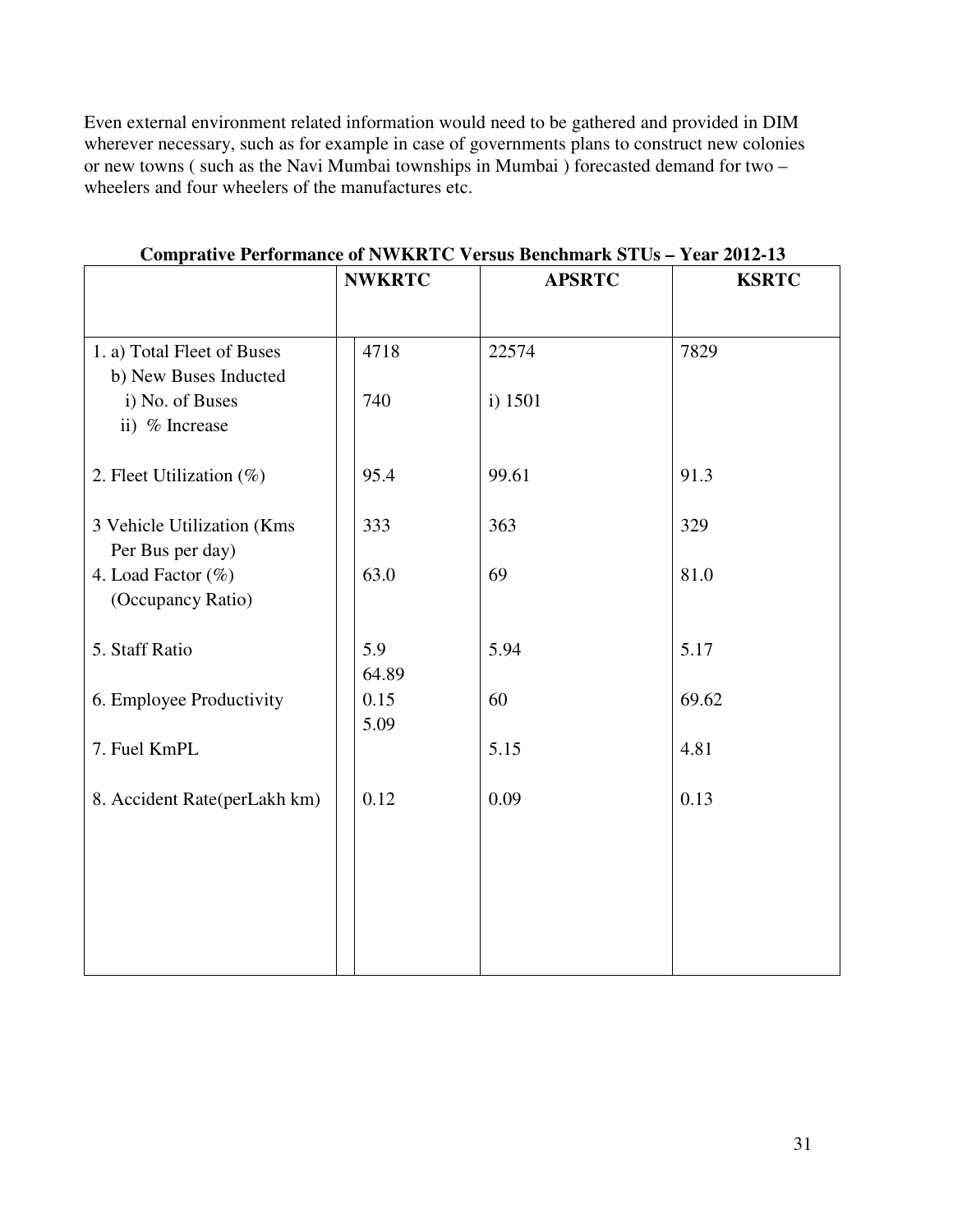Even external environment related information would need to be gathered and provided in DIM wherever necessary, such as for example in case of governments plans to construct new colonies or new towns ( such as the Navi Mumbai townships in Mumbai ) forecasted demand for two – wheelers and four wheelers of the manufactures etc.

**Comprative Performance of NWKRTC Versus Benchmark STUs – Year 2012-13**

| | NWKRTC | APSRTC | KSRTC |
|---|---|---|---|
| 1. a) Total Fleet of Buses | 4718 | 22574 | 7829 |
| b) New Buses Inducted | | | |
| i) No. of Buses | 740 | i) 1501 | |
| ii) % Increase | | | |
| 2. Fleet Utilization (%) | 95.4 | 99.61 | 91.3 |
| 3 Vehicle Utilization (Kms Per Bus per day) | 333 | 363 | 329 |
| 4. Load Factor (%) (Occupancy Ratio) | 63.0 | 69 | 81.0 |
| 5. Staff Ratio | 5.9<br>64.89 | 5.94 | 5.17 |
| 6. Employee Productivity | 0.15<br>5.09 | 60 | 69.62 |
| 7. Fuel KmPL | | 5.15 | 4.81 |
| 8. Accident Rate(perLakh km) | 0.12 | 0.09 | 0.13 |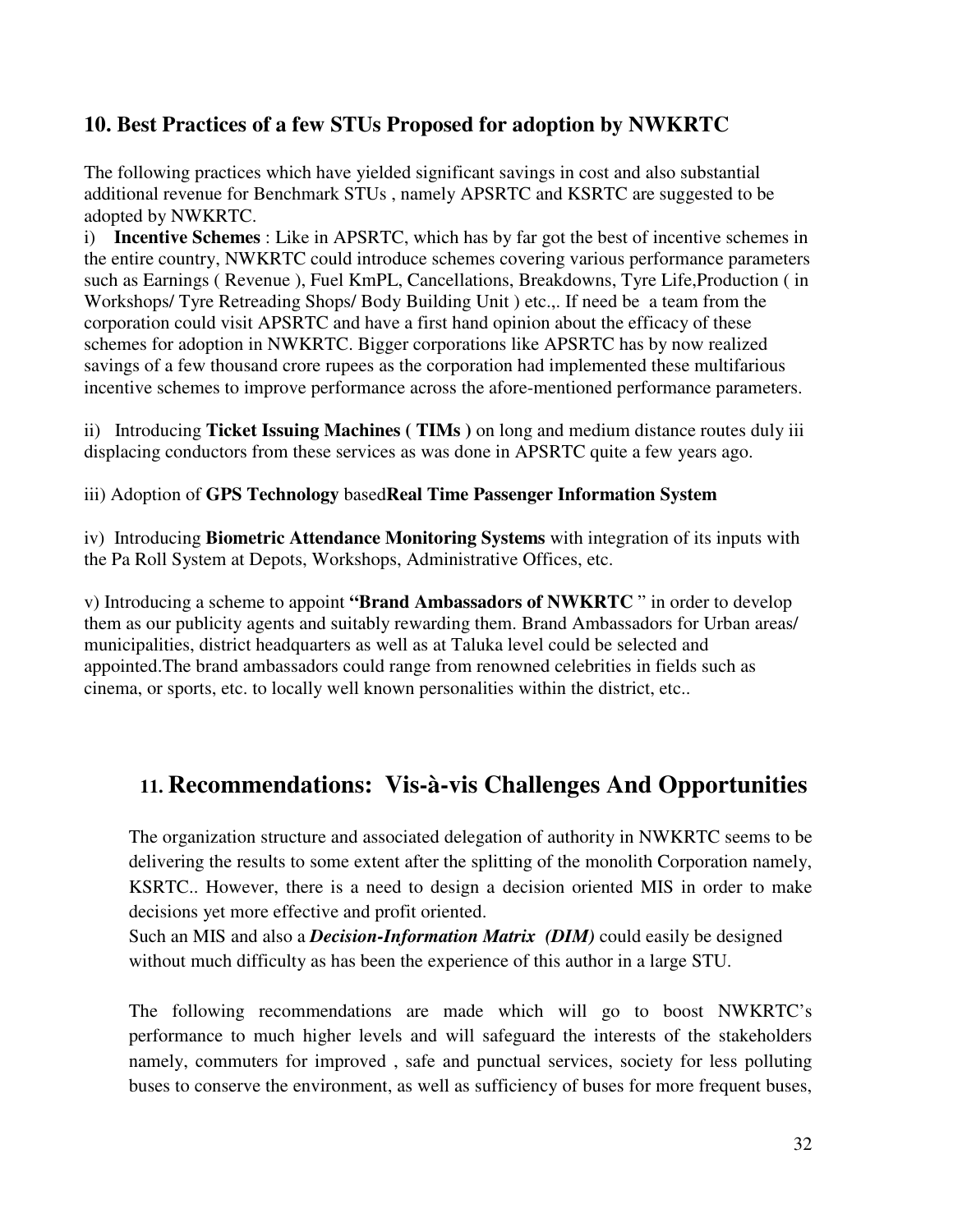## 10. Best Practices of a few STUs Proposed for adoption by NWKRTC

The following practices which have yielded significant savings in cost and also substantial additional revenue for Benchmark STUs , namely APSRTC and KSRTC are suggested to be adopted by NWKRTC.

i) **Incentive Schemes** : Like in APSRTC, which has by far got the best of incentive schemes in the entire country, NWKRTC could introduce schemes covering various performance parameters such as Earnings ( Revenue ), Fuel KmPL, Cancellations, Breakdowns, Tyre Life,Production ( in Workshops/ Tyre Retreading Shops/ Body Building Unit ) etc.,. If need be a team from the corporation could visit APSRTC and have a first hand opinion about the efficacy of these schemes for adoption in NWKRTC. Bigger corporations like APSRTC has by now realized savings of a few thousand crore rupees as the corporation had implemented these multifarious incentive schemes to improve performance across the afore-mentioned performance parameters.

ii) Introducing **Ticket Issuing Machines ( TIMs )** on long and medium distance routes duly iii displacing conductors from these services as was done in APSRTC quite a few years ago.

iii) Adoption of **GPS Technology** based**Real Time Passenger Information System**

iv) Introducing **Biometric Attendance Monitoring Systems** with integration of its inputs with the Pa Roll System at Depots, Workshops, Administrative Offices, etc.

v) Introducing a scheme to appoint **"Brand Ambassadors of NWKRTC** " in order to develop them as our publicity agents and suitably rewarding them. Brand Ambassadors for Urban areas/ municipalities, district headquarters as well as at Taluka level could be selected and appointed.The brand ambassadors could range from renowned celebrities in fields such as cinema, or sports, etc. to locally well known personalities within the district, etc..

## 11. Recommendations: Vis-à-vis Challenges And Opportunities

The organization structure and associated delegation of authority in NWKRTC seems to be delivering the results to some extent after the splitting of the monolith Corporation namely, KSRTC.. However, there is a need to design a decision oriented MIS in order to make decisions yet more effective and profit oriented.

Such an MIS and also a ***Decision-Information Matrix (DIM)*** could easily be designed without much difficulty as has been the experience of this author in a large STU.

The following recommendations are made which will go to boost NWKRTC's performance to much higher levels and will safeguard the interests of the stakeholders namely, commuters for improved , safe and punctual services, society for less polluting buses to conserve the environment, as well as sufficiency of buses for more frequent buses,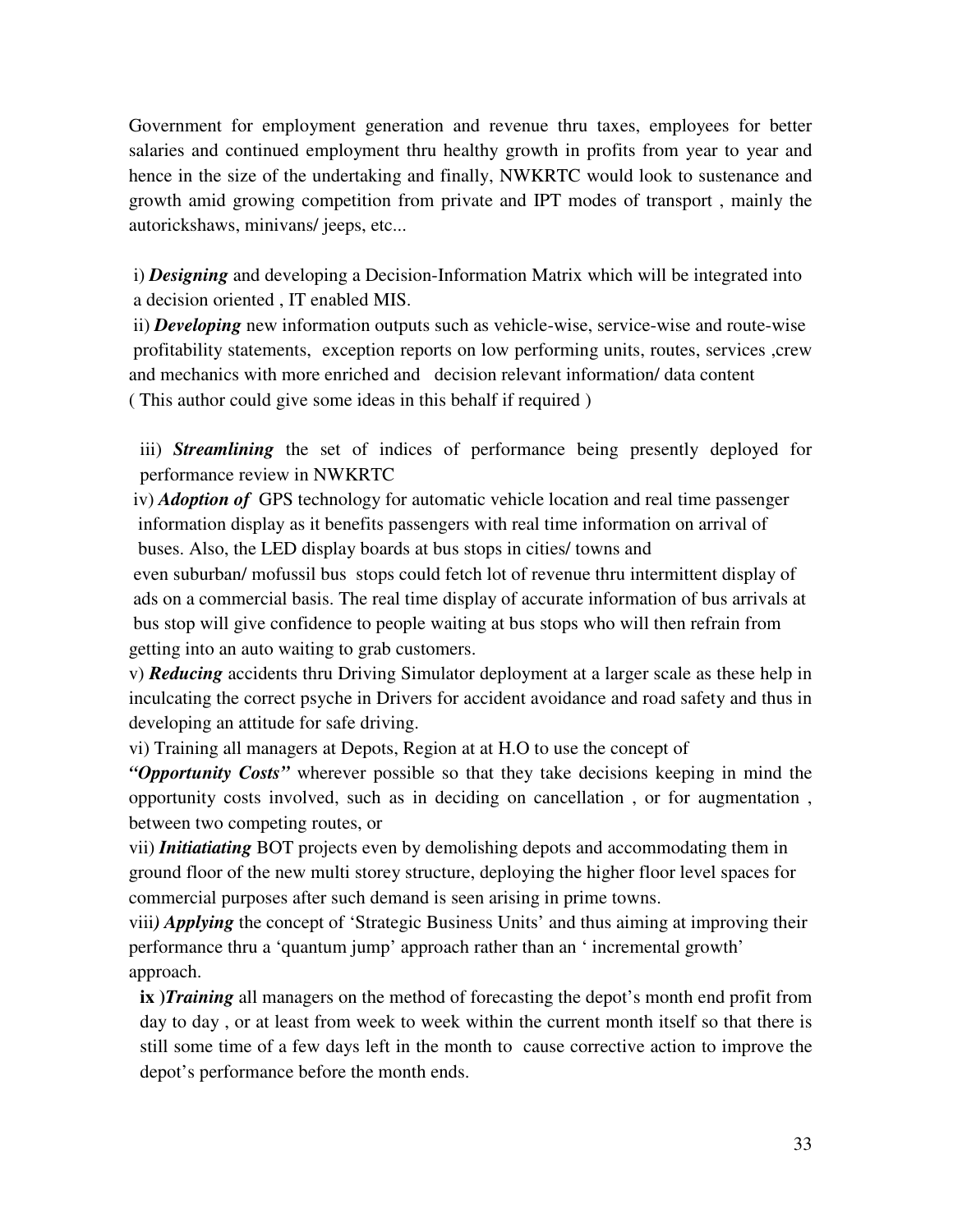Government for employment generation and revenue thru taxes, employees for better salaries and continued employment thru healthy growth in profits from year to year and hence in the size of the undertaking and finally, NWKRTC would look to sustenance and growth amid growing competition from private and IPT modes of transport , mainly the autorickshaws, minivans/ jeeps, etc...

i) ***Designing*** and developing a Decision-Information Matrix which will be integrated into a decision oriented , IT enabled MIS.

ii) ***Developing*** new information outputs such as vehicle-wise, service-wise and route-wise profitability statements, exception reports on low performing units, routes, services ,crew and mechanics with more enriched and decision relevant information/ data content ( This author could give some ideas in this behalf if required )

iii) ***Streamlining*** the set of indices of performance being presently deployed for performance review in NWKRTC

iv) ***Adoption of*** GPS technology for automatic vehicle location and real time passenger information display as it benefits passengers with real time information on arrival of buses. Also, the LED display boards at bus stops in cities/ towns and even suburban/ mofussil bus stops could fetch lot of revenue thru intermittent display of ads on a commercial basis. The real time display of accurate information of bus arrivals at bus stop will give confidence to people waiting at bus stops who will then refrain from getting into an auto waiting to grab customers.

v) ***Reducing*** accidents thru Driving Simulator deployment at a larger scale as these help in inculcating the correct psyche in Drivers for accident avoidance and road safety and thus in developing an attitude for safe driving.

vi) Training all managers at Depots, Region at at H.O to use the concept of ***"Opportunity Costs"*** wherever possible so that they take decisions keeping in mind the opportunity costs involved, such as in deciding on cancellation , or for augmentation , between two competing routes, or

vii) ***Initiatiating*** BOT projects even by demolishing depots and accommodating them in ground floor of the new multi storey structure, deploying the higher floor level spaces for commercial purposes after such demand is seen arising in prime towns.

viii*)* ***Applying*** the concept of 'Strategic Business Units' and thus aiming at improving their performance thru a 'quantum jump' approach rather than an ' incremental growth' approach.

**ix** )***Training*** all managers on the method of forecasting the depot's month end profit from day to day , or at least from week to week within the current month itself so that there is still some time of a few days left in the month to cause corrective action to improve the depot's performance before the month ends.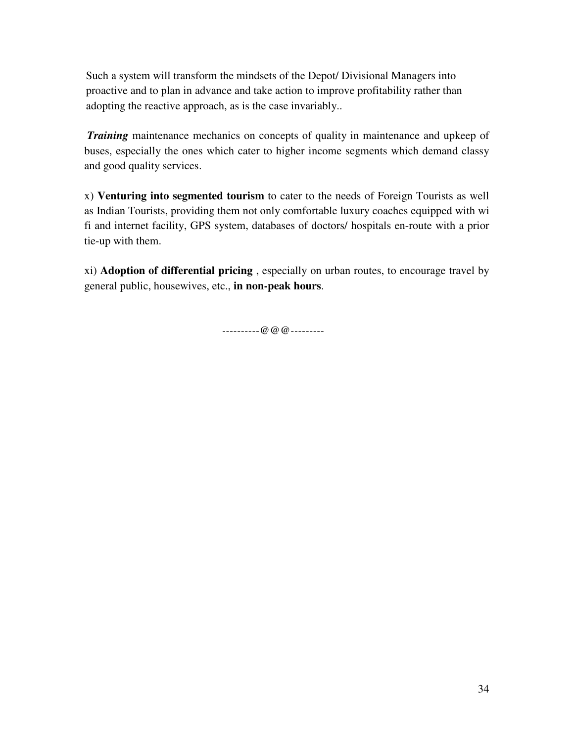Such a system will transform the mindsets of the Depot/ Divisional Managers into proactive and to plan in advance and take action to improve profitability rather than adopting the reactive approach, as is the case invariably..

***Training*** maintenance mechanics on concepts of quality in maintenance and upkeep of buses, especially the ones which cater to higher income segments which demand classy and good quality services.

x) **Venturing into segmented tourism** to cater to the needs of Foreign Tourists as well as Indian Tourists, providing them not only comfortable luxury coaches equipped with wi fi and internet facility, GPS system, databases of doctors/ hospitals en-route with a prior tie-up with them.

xi) **Adoption of differential pricing** , especially on urban routes, to encourage travel by general public, housewives, etc., **in non-peak hours**.

----------@@@---------